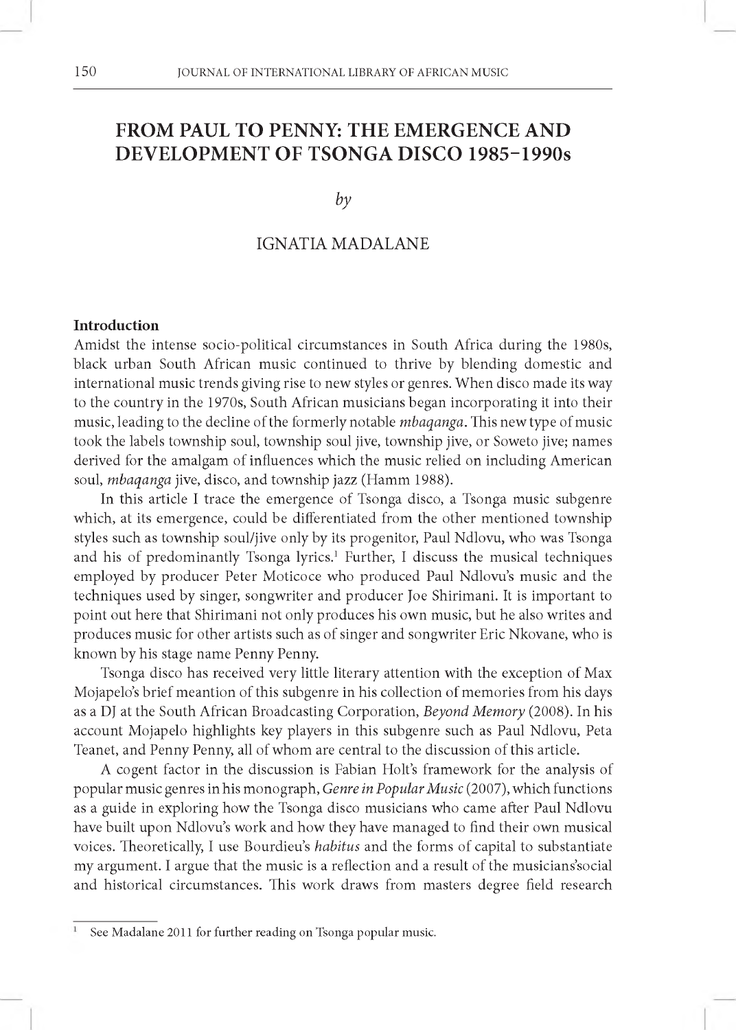# FROM PAUL TO PENNY: THE EMERGENCE AND DEVELOPMENT OF TSONGA DISCO 1985–1990s

*by*

IGNATIA MADALANE

## Introduction

Amidst the intense socio-political circumstances in South Africa during the 1980s, black urban South African music continued to thrive by blending domestic and international music trends giving rise to new styles or genres. When disco made its way to the country in the 1970s, South African musicians began incorporating it into their music, leading to the decline of the formerly notable *mbaqanga*. This new type of music took the labels township soul, township soul jive, township jive, or Soweto jive; names derived for the amalgam of influences which the music relied on including American soul, *mbaqanga* jive, disco, and township jazz (Hamm 1988).

In this article I trace the emergence of Tsonga disco, a Tsonga music subgenre which, at its emergence, could be differentiated from the other mentioned township styles such as township soul/jive only by its progenitor, Paul Ndlovu, who was Tsonga and his of predominantly Tsonga lyrics.[1] Further, I discuss the musical techniques employed by producer Peter Moticoce who produced Paul Ndlovu's music and the techniques used by singer, songwriter and producer Joe Shirimani. It is important to point out here that Shirimani not only produces his own music, but he also writes and produces music for other artists such as of singer and songwriter Eric Nkovane, who is known by his stage name Penny Penny.

Tsonga disco has received very little literary attention with the exception of Max Mojapelo's brief meantion of this subgenre in his collection of memories from his days as a DJ at the South African Broadcasting Corporation, *Beyond Memory* (2008). In his account Mojapelo highlights key players in this subgenre such as Paul Ndlovu, Peta Teanet, and Penny Penny, all of whom are central to the discussion of this article.

A cogent factor in the discussion is Fabian Holt's framework for the analysis of popular music genres in his monograph, *Genre in Popular Music* (2007), which functions as a guide in exploring how the Tsonga disco musicians who came after Paul Ndlovu have built upon Ndlovu's work and how they have managed to find their own musical voices. Theoretically, I use Bourdieu's *habitus* and the forms of capital to substantiate my argument. I argue that the music is a reflection and a result of the musicians'social and historical circumstances. This work draws from masters degree field research

[1] See Madalane 2011 for further reading on Tsonga popular music.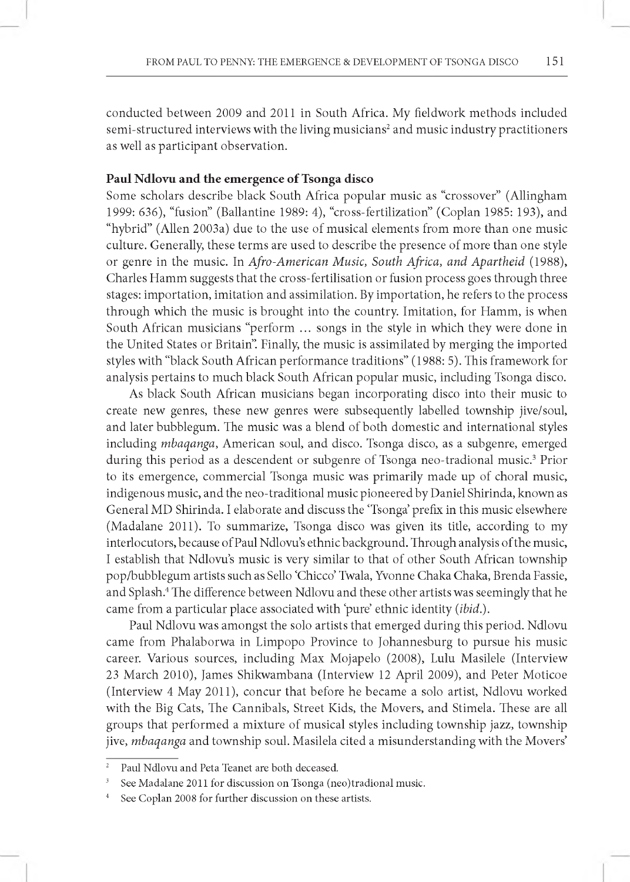conducted between 2009 and 2011 in South Africa. My fieldwork methods included semi-structured interviews with the living musicians[2] and music industry practitioners as well as participant observation.

**Paul Ndlovu and the emergence of Tsonga disco**

Some scholars describe black South Africa popular music as "crossover" (Allingham 1999: 636), "fusion" (Ballantine 1989: 4), "cross-fertilization" (Coplan 1985: 193), and "hybrid" (Allen 2003a) due to the use of musical elements from more than one music culture. Generally, these terms are used to describe the presence of more than one style or genre in the music. In *Afro-American Music, South Africa, and Apartheid* (1988), Charles Hamm suggests that the cross-fertilisation or fusion process goes through three stages: importation, imitation and assimilation. By importation, he refers to the process through which the music is brought into the country. Imitation, for Hamm, is when South African musicians "perform … songs in the style in which they were done in the United States or Britain". Finally, the music is assimilated by merging the imported styles with "black South African performance traditions" (1988: 5). This framework for analysis pertains to much black South African popular music, including Tsonga disco.

As black South African musicians began incorporating disco into their music to create new genres, these new genres were subsequently labelled township jive/soul, and later bubblegum. The music was a blend of both domestic and international styles including *mbaqanga*, American soul, and disco. Tsonga disco, as a subgenre, emerged during this period as a descendent or subgenre of Tsonga neo-tradional music.[3] Prior to its emergence, commercial Tsonga music was primarily made up of choral music, indigenous music, and the neo-traditional music pioneered by Daniel Shirinda, known as General MD Shirinda. I elaborate and discuss the 'Tsonga' prefix in this music elsewhere (Madalane 2011). To summarize, Tsonga disco was given its title, according to my interlocutors, because of Paul Ndlovu's ethnic background. Through analysis of the music, I establish that Ndlovu's music is very similar to that of other South African township pop/bubblegum artists such as Sello 'Chicco' Twala, Yvonne Chaka Chaka, Brenda Fassie, and Splash.[4] The difference between Ndlovu and these other artists was seemingly that he came from a particular place associated with 'pure' ethnic identity (*ibid.*).

Paul Ndlovu was amongst the solo artists that emerged during this period. Ndlovu came from Phalaborwa in Limpopo Province to Johannesburg to pursue his music career. Various sources, including Max Mojapelo (2008), Lulu Masilele (Interview 23 March 2010), James Shikwambana (Interview 12 April 2009), and Peter Moticoe (Interview 4 May 2011), concur that before he became a solo artist, Ndlovu worked with the Big Cats, The Cannibals, Street Kids, the Movers, and Stimela. These are all groups that performed a mixture of musical styles including township jazz, township jive, *mbaqanga* and township soul. Masilela cited a misunderstanding with the Movers'

[2] Paul Ndlovu and Peta Teanet are both deceased.

[3] See Madalane 2011 for discussion on Tsonga (neo)tradional music.

[4] See Coplan 2008 for further discussion on these artists.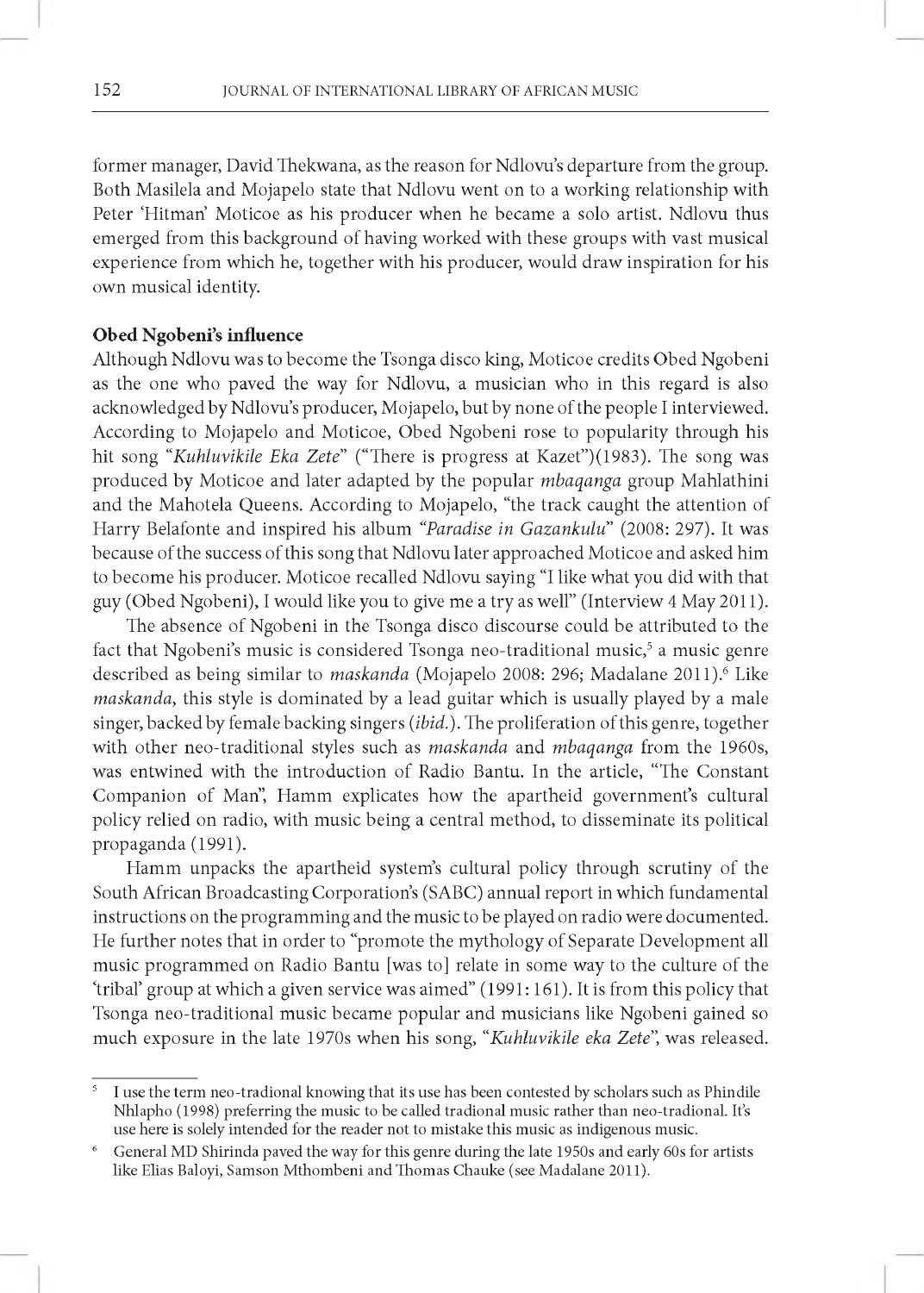former manager, David Thekwana, as the reason for Ndlovu's departure from the group. Both Masilela and Mojapelo state that Ndlovu went on to a working relationship with Peter 'Hitman' Moticoe as his producer when he became a solo artist. Ndlovu thus emerged from this background of having worked with these groups with vast musical experience from which he, together with his producer, would draw inspiration for his own musical identity.

### Obed Ngobeni's influence

Although Ndlovu was to become the Tsonga disco king, Moticoe credits Obed Ngobeni as the one who paved the way for Ndlovu, a musician who in this regard is also acknowledged by Ndlovu's producer, Mojapelo, but by none of the people I interviewed. According to Mojapelo and Moticoe, Obed Ngobeni rose to popularity through his hit song "*Kuhluvikile Eka Zete*" ("There is progress at Kazet")(1983). The song was produced by Moticoe and later adapted by the popular *mbaqanga* group Mahlathini and the Mahotela Queens. According to Mojapelo, "the track caught the attention of Harry Belafonte and inspired his album "*Paradise in Gazankulu*" (2008: 297). It was because of the success of this song that Ndlovu later approached Moticoe and asked him to become his producer. Moticoe recalled Ndlovu saying "I like what you did with that guy (Obed Ngobeni), I would like you to give me a try as well" (Interview 4 May 2011).

The absence of Ngobeni in the Tsonga disco discourse could be attributed to the fact that Ngobeni's music is considered Tsonga neo-traditional music,[5] a music genre described as being similar to *maskanda* (Mojapelo 2008: 296; Madalane 2011).[6] Like *maskanda*, this style is dominated by a lead guitar which is usually played by a male singer, backed by female backing singers (*ibid.*). The proliferation of this genre, together with other neo-traditional styles such as *maskanda* and *mbaqanga* from the 1960s, was entwined with the introduction of Radio Bantu. In the article, "The Constant Companion of Man", Hamm explicates how the apartheid government's cultural policy relied on radio, with music being a central method, to disseminate its political propaganda (1991).

Hamm unpacks the apartheid system's cultural policy through scrutiny of the South African Broadcasting Corporation's (SABC) annual report in which fundamental instructions on the programming and the music to be played on radio were documented. He further notes that in order to "promote the mythology of Separate Development all music programmed on Radio Bantu [was to] relate in some way to the culture of the 'tribal' group at which a given service was aimed" (1991: 161). It is from this policy that Tsonga neo-traditional music became popular and musicians like Ngobeni gained so much exposure in the late 1970s when his song, "*Kuhluvikile eka Zete*", was released.

---

[5] I use the term neo-tradional knowing that its use has been contested by scholars such as Phindile Nhlapho (1998) preferring the music to be called tradional music rather than neo-tradional. It's use here is solely intended for the reader not to mistake this music as indigenous music.

[6] General MD Shirinda paved the way for this genre during the late 1950s and early 60s for artists like Elias Baloyi, Samson Mthombeni and Thomas Chauke (see Madalane 2011).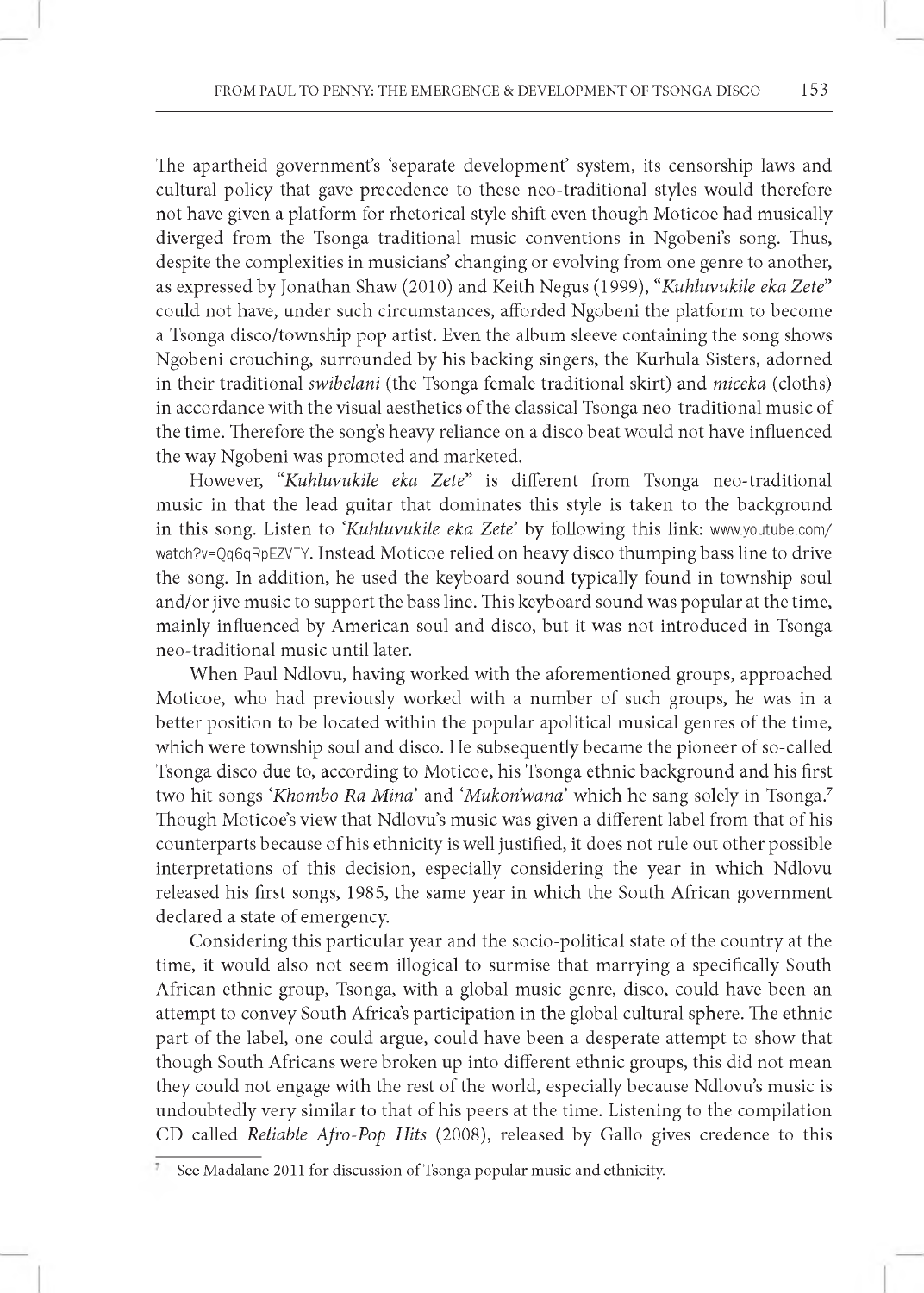The apartheid government's 'separate development' system, its censorship laws and cultural policy that gave precedence to these neo-traditional styles would therefore not have given a platform for rhetorical style shift even though Moticoe had musically diverged from the Tsonga traditional music conventions in Ngobeni's song. Thus, despite the complexities in musicians' changing or evolving from one genre to another, as expressed by Jonathan Shaw (2010) and Keith Negus (1999), "*Kuhluvukile eka Zete*" could not have, under such circumstances, afforded Ngobeni the platform to become a Tsonga disco/township pop artist. Even the album sleeve containing the song shows Ngobeni crouching, surrounded by his backing singers, the Kurhula Sisters, adorned in their traditional *swibelani* (the Tsonga female traditional skirt) and *miceka* (cloths) in accordance with the visual aesthetics of the classical Tsonga neo-traditional music of the time. Therefore the song's heavy reliance on a disco beat would not have influenced the way Ngobeni was promoted and marketed.

However, "*Kuhluvukile eka Zete*" is different from Tsonga neo-traditional music in that the lead guitar that dominates this style is taken to the background in this song. Listen to '*Kuhluvukile eka Zete*' by following this link: www.youtube.com/watch?v=Qq6qRpEZVTY. Instead Moticoe relied on heavy disco thumping bass line to drive the song. In addition, he used the keyboard sound typically found in township soul and/or jive music to support the bass line. This keyboard sound was popular at the time, mainly influenced by American soul and disco, but it was not introduced in Tsonga neo-traditional music until later.

When Paul Ndlovu, having worked with the aforementioned groups, approached Moticoe, who had previously worked with a number of such groups, he was in a better position to be located within the popular apolitical musical genres of the time, which were township soul and disco. He subsequently became the pioneer of so-called Tsonga disco due to, according to Moticoe, his Tsonga ethnic background and his first two hit songs '*Khombo Ra Mina*' and '*Mukon'wana*' which he sang solely in Tsonga.[7] Though Moticoe's view that Ndlovu's music was given a different label from that of his counterparts because of his ethnicity is well justified, it does not rule out other possible interpretations of this decision, especially considering the year in which Ndlovu released his first songs, 1985, the same year in which the South African government declared a state of emergency.

Considering this particular year and the socio-political state of the country at the time, it would also not seem illogical to surmise that marrying a specifically South African ethnic group, Tsonga, with a global music genre, disco, could have been an attempt to convey South Africa's participation in the global cultural sphere. The ethnic part of the label, one could argue, could have been a desperate attempt to show that though South Africans were broken up into different ethnic groups, this did not mean they could not engage with the rest of the world, especially because Ndlovu's music is undoubtedly very similar to that of his peers at the time. Listening to the compilation CD called *Reliable Afro-Pop Hits* (2008), released by Gallo gives credence to this

---

[7] See Madalane 2011 for discussion of Tsonga popular music and ethnicity.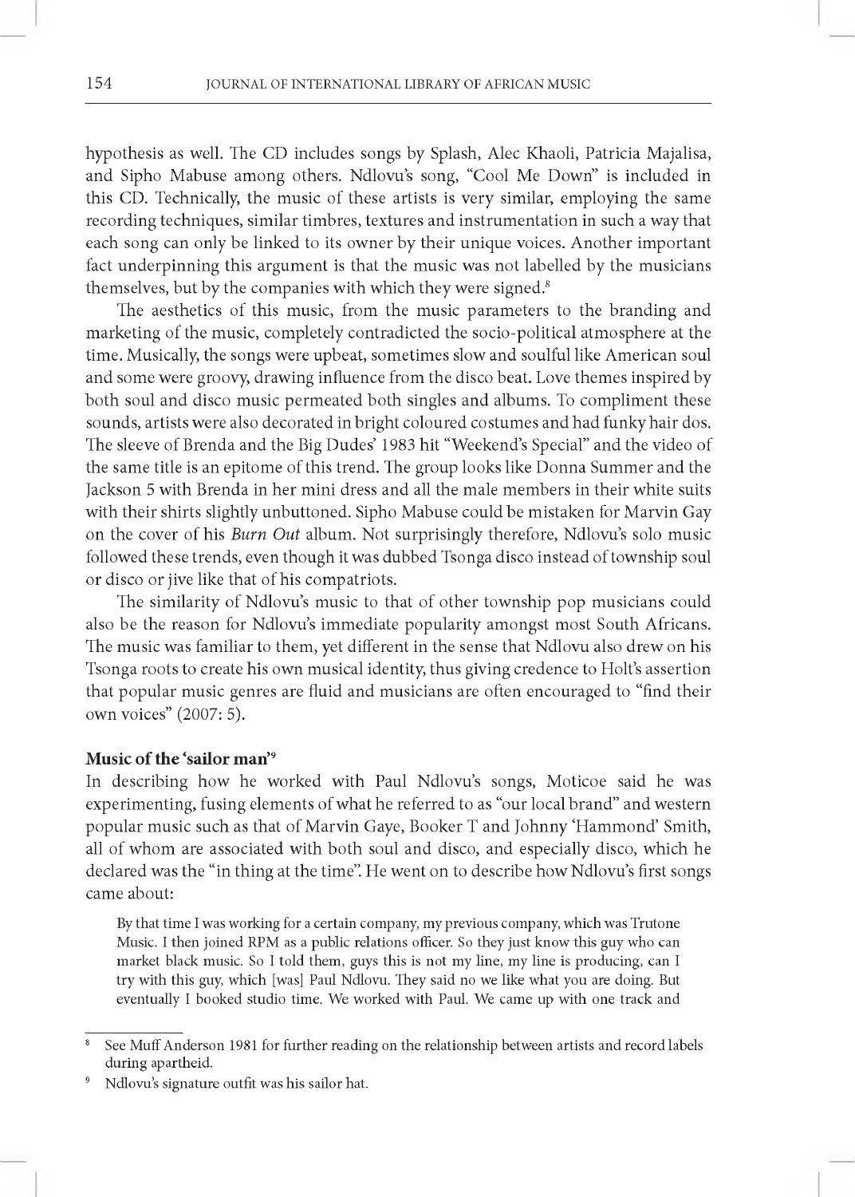hypothesis as well. The CD includes songs by Splash, Alec Khaoli, Patricia Majalisa, and Sipho Mabuse among others. Ndlovu's song, "Cool Me Down" is included in this CD. Technically, the music of these artists is very similar, employing the same recording techniques, similar timbres, textures and instrumentation in such a way that each song can only be linked to its owner by their unique voices. Another important fact underpinning this argument is that the music was not labelled by the musicians themselves, but by the companies with which they were signed.[8]

The aesthetics of this music, from the music parameters to the branding and marketing of the music, completely contradicted the socio-political atmosphere at the time. Musically, the songs were upbeat, sometimes slow and soulful like American soul and some were groovy, drawing influence from the disco beat. Love themes inspired by both soul and disco music permeated both singles and albums. To compliment these sounds, artists were also decorated in bright coloured costumes and had funky hair dos. The sleeve of Brenda and the Big Dudes' 1983 hit "Weekend's Special" and the video of the same title is an epitome of this trend. The group looks like Donna Summer and the Jackson 5 with Brenda in her mini dress and all the male members in their white suits with their shirts slightly unbuttoned. Sipho Mabuse could be mistaken for Marvin Gay on the cover of his *Burn Out* album. Not surprisingly therefore, Ndlovu's solo music followed these trends, even though it was dubbed Tsonga disco instead of township soul or disco or jive like that of his compatriots.

The similarity of Ndlovu's music to that of other township pop musicians could also be the reason for Ndlovu's immediate popularity amongst most South Africans. The music was familiar to them, yet different in the sense that Ndlovu also drew on his Tsonga roots to create his own musical identity, thus giving credence to Holt's assertion that popular music genres are fluid and musicians are often encouraged to "find their own voices" (2007: 5).

### Music of the 'sailor man'[9]

In describing how he worked with Paul Ndlovu's songs, Moticoe said he was experimenting, fusing elements of what he referred to as "our local brand" and western popular music such as that of Marvin Gaye, Booker T and Johnny 'Hammond' Smith, all of whom are associated with both soul and disco, and especially disco, which he declared was the "in thing at the time". He went on to describe how Ndlovu's first songs came about:

> By that time I was working for a certain company, my previous company, which was Trutone Music. I then joined RPM as a public relations officer. So they just know this guy who can market black music. So I told them, guys this is not my line, my line is producing, can I try with this guy, which [was] Paul Ndlovu. They said no we like what you are doing. But eventually I booked studio time. We worked with Paul. We came up with one track and

---

[8] See Muff Anderson 1981 for further reading on the relationship between artists and record labels during apartheid.

[9] Ndlovu's signature outfit was his sailor hat.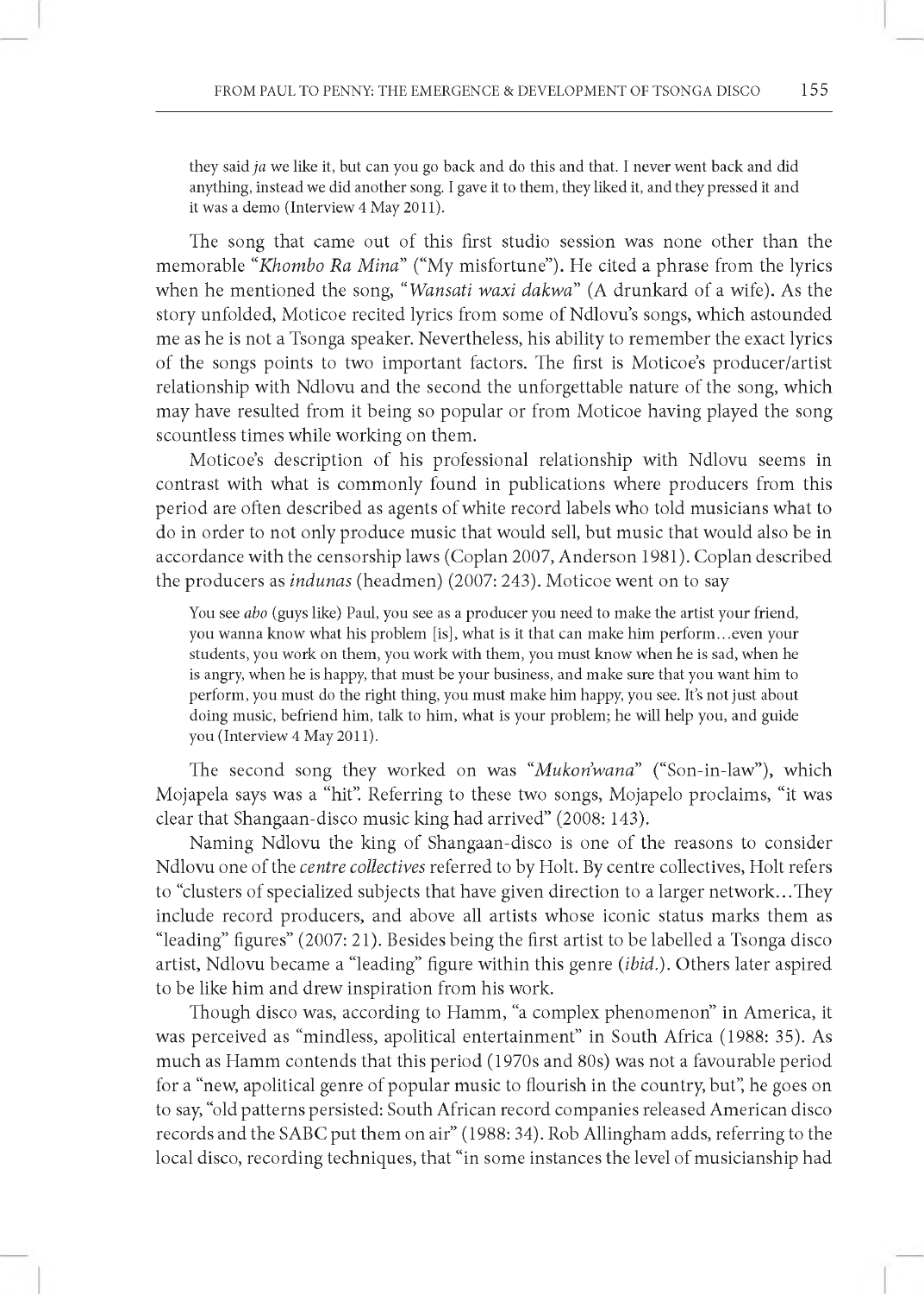> they said *ja* we like it, but can you go back and do this and that. I never went back and did anything, instead we did another song. I gave it to them, they liked it, and they pressed it and it was a demo (Interview 4 May 2011).

The song that came out of this first studio session was none other than the memorable "*Khombo Ra Mina*" ("My misfortune"). He cited a phrase from the lyrics when he mentioned the song, "*Wansati waxi dakwa*" (A drunkard of a wife). As the story unfolded, Moticoe recited lyrics from some of Ndlovu's songs, which astounded me as he is not a Tsonga speaker. Nevertheless, his ability to remember the exact lyrics of the songs points to two important factors. The first is Moticoe's producer/artist relationship with Ndlovu and the second the unforgettable nature of the song, which may have resulted from it being so popular or from Moticoe having played the song scountless times while working on them.

Moticoe's description of his professional relationship with Ndlovu seems in contrast with what is commonly found in publications where producers from this period are often described as agents of white record labels who told musicians what to do in order to not only produce music that would sell, but music that would also be in accordance with the censorship laws (Coplan 2007, Anderson 1981). Coplan described the producers as *indunas* (headmen) (2007: 243). Moticoe went on to say

> You see *abo* (guys like) Paul, you see as a producer you need to make the artist your friend, you wanna know what his problem [is], what is it that can make him perform…even your students, you work on them, you work with them, you must know when he is sad, when he is angry, when he is happy, that must be your business, and make sure that you want him to perform, you must do the right thing, you must make him happy, you see. It's not just about doing music, befriend him, talk to him, what is your problem; he will help you, and guide you (Interview 4 May 2011).

The second song they worked on was "*Mukon'wana*" ("Son-in-law"), which Mojapela says was a "hit". Referring to these two songs, Mojapelo proclaims, "it was clear that Shangaan-disco music king had arrived" (2008: 143).

Naming Ndlovu the king of Shangaan-disco is one of the reasons to consider Ndlovu one of the *centre collectives* referred to by Holt. By centre collectives, Holt refers to "clusters of specialized subjects that have given direction to a larger network…They include record producers, and above all artists whose iconic status marks them as "leading" figures" (2007: 21). Besides being the first artist to be labelled a Tsonga disco artist, Ndlovu became a "leading" figure within this genre (*ibid.*). Others later aspired to be like him and drew inspiration from his work.

Though disco was, according to Hamm, "a complex phenomenon" in America, it was perceived as "mindless, apolitical entertainment" in South Africa (1988: 35). As much as Hamm contends that this period (1970s and 80s) was not a favourable period for a "new, apolitical genre of popular music to flourish in the country, but", he goes on to say, "old patterns persisted: South African record companies released American disco records and the SABC put them on air" (1988: 34). Rob Allingham adds, referring to the local disco, recording techniques, that "in some instances the level of musicianship had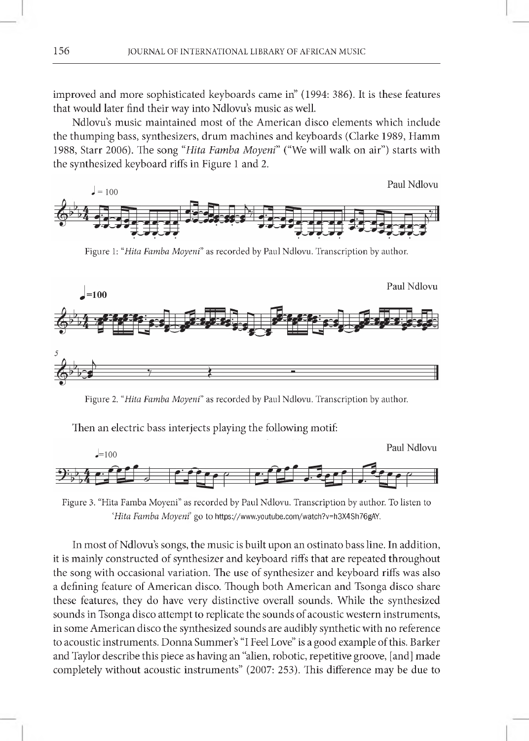improved and more sophisticated keyboards came in" (1994: 386). It is these features that would later find their way into Ndlovu's music as well.

Ndlovu's music maintained most of the American disco elements which include the thumping bass, synthesizers, drum machines and keyboards (Clarke 1989, Hamm 1988, Starr 2006). The song "*Hita Famba Moyeni*" ("We will walk on air") starts with the synthesized keyboard riffs in Figure 1 and 2.

Figure 1: "*Hita Famba Moyeni*" as recorded by Paul Ndlovu. Transcription by author.

Figure 2. "*Hita Famba Moyeni*" as recorded by Paul Ndlovu. Transcription by author.

Then an electric bass interjects playing the following motif:

Figure 3. "Hita Famba Moyeni" as recorded by Paul Ndlovu. Transcription by author. To listen to '*Hita Famba Moyeni*' go to https://www.youtube.com/watch?v=h3X4Sh76gAY.

In most of Ndlovu's songs, the music is built upon an ostinato bass line. In addition, it is mainly constructed of synthesizer and keyboard riffs that are repeated throughout the song with occasional variation. The use of synthesizer and keyboard riffs was also a defining feature of American disco. Though both American and Tsonga disco share these features, they do have very distinctive overall sounds. While the synthesized sounds in Tsonga disco attempt to replicate the sounds of acoustic western instruments, in some American disco the synthesized sounds are audibly synthetic with no reference to acoustic instruments. Donna Summer's "I Feel Love" is a good example of this. Barker and Taylor describe this piece as having an "alien, robotic, repetitive groove, [and] made completely without acoustic instruments" (2007: 253). This difference may be due to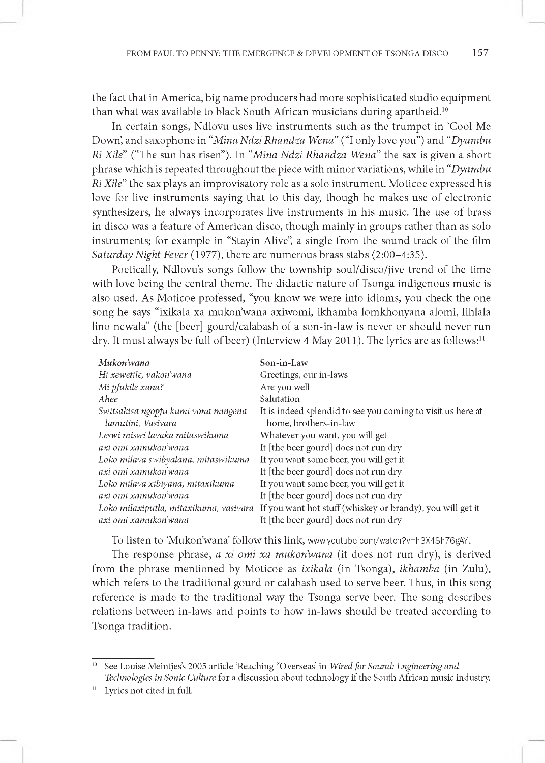the fact that in America, big name producers had more sophisticated studio equipment than what was available to black South African musicians during apartheid.[10]

In certain songs, Ndlovu uses live instruments such as the trumpet in 'Cool Me Down', and saxophone in "*Mina Ndzi Rhandza Wena*" ("I only love you") and "*Dyambu Ri Xile*" ("The sun has risen"). In "*Mina Ndzi Rhandza Wena*" the sax is given a short phrase which is repeated throughout the piece with minor variations, while in "*Dyambu Ri Xile*" the sax plays an improvisatory role as a solo instrument. Moticoe expressed his love for live instruments saying that to this day, though he makes use of electronic synthesizers, he always incorporates live instruments in his music. The use of brass in disco was a feature of American disco, though mainly in groups rather than as solo instruments; for example in "Stayin Alive", a single from the sound track of the film *Saturday Night Fever* (1977), there are numerous brass stabs (2:00–4:35).

Poetically, Ndlovu's songs follow the township soul/disco/jive trend of the time with love being the central theme. The didactic nature of Tsonga indigenous music is also used. As Moticoe professed, "you know we were into idioms, you check the one song he says "ixikala xa mukon'wana axiwomi, ikhamba lomkhonyana alomi, lihlala lino ncwala" (the [beer] gourd/calabash of a son-in-law is never or should never run dry. It must always be full of beer) (Interview 4 May 2011). The lyrics are as follows:[11]

| ***Mukon'wana*** | **Son-in-Law** |
|---|---|
| *Hi xewetile, vakon'wana* | Greetings, our in-laws |
| *Mi pfukile xana?* | Are you well |
| *Ahee* | Salutation |
| *Switsakisa ngopfu kumi vona mingena lamutini, Vasivara* | It is indeed splendid to see you coming to visit us here at home, brothers-in-law |
| *Leswi miswi lavaka mitaswikuma* | Whatever you want, you will get |
| *axi omi xamukon'wana* | It [the beer gourd] does not run dry |
| *Loko milava swibyalana, mitaswikuma* | If you want some beer, you will get it |
| *axi omi xamukon'wana* | It [the beer gourd] does not run dry |
| *Loko milava xibiyana, mitaxikuma* | If you want some beer, you will get it |
| *axi omi xamukon'wana* | It [the beer gourd] does not run dry |
| *Loko milaxiputla, mitaxikuma, vasivara* | If you want hot stuff (whiskey or brandy), you will get it |
| *axi omi xamukon'wana* | It [the beer gourd] does not run dry |

To listen to 'Mukon'wana' follow this link, www.youtube.com/watch?v=h3X4Sh76gAY.

The response phrase, *a xi omi xa mukon'wana* (it does not run dry), is derived from the phrase mentioned by Moticoe as *ixikala* (in Tsonga), *ikhamba* (in Zulu), which refers to the traditional gourd or calabash used to serve beer. Thus, in this song reference is made to the traditional way the Tsonga serve beer. The song describes relations between in-laws and points to how in-laws should be treated according to Tsonga tradition.

---

[10] See Louise Meintjes's 2005 article 'Reaching "Overseas' in *Wired for Sound: Engineering and Technologies in Sonic Culture* for a discussion about technology if the South African music industry.

[11] Lyrics not cited in full.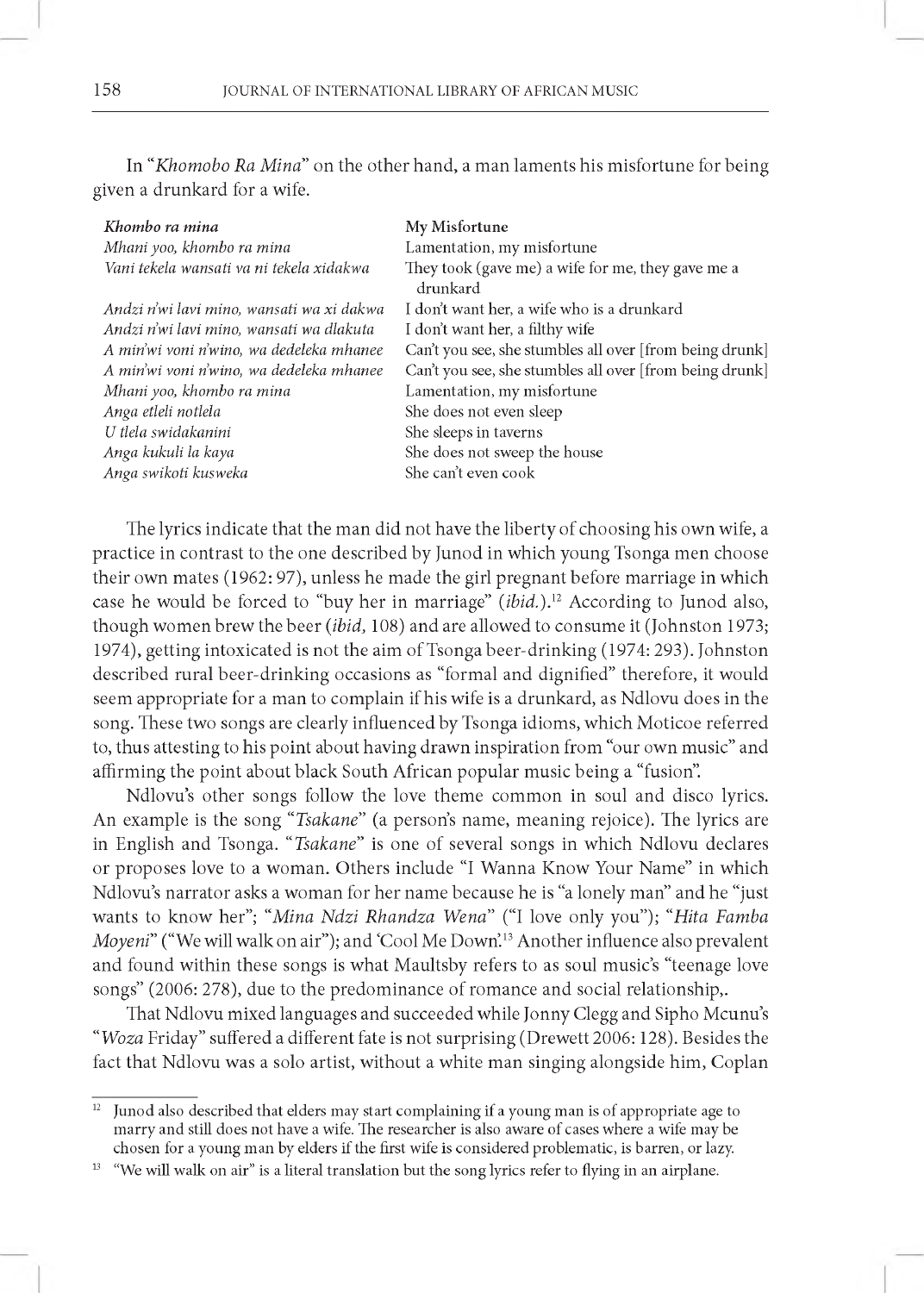In "*Khomobo Ra Mina*" on the other hand, a man laments his misfortune for being given a drunkard for a wife.

| *Khombo ra mina* | My Misfortune |
|---|---|
| *Mhani yoo, khombo ra mina* | Lamentation, my misfortune |
| *Vani tekela wansati va ni tekela xidakwa* | They took (gave me) a wife for me, they gave me a drunkard |
| *Andzi n'wi lavi mino, wansati wa xi dakwa* | I don't want her, a wife who is a drunkard |
| *Andzi n'wi lavi mino, wansati wa dlakuta* | I don't want her, a filthy wife |
| *A min'wi voni n'wino, wa dedeleka mhanee* | Can't you see, she stumbles all over [from being drunk] |
| *A min'wi voni n'wino, wa dedeleka mhanee* | Can't you see, she stumbles all over [from being drunk] |
| *Mhani yoo, khombo ra mina* | Lamentation, my misfortune |
| *Anga etleli notlela* | She does not even sleep |
| *U tlela swidakanini* | She sleeps in taverns |
| *Anga kukuli la kaya* | She does not sweep the house |
| *Anga swikoti kusweka* | She can't even cook |

The lyrics indicate that the man did not have the liberty of choosing his own wife, a practice in contrast to the one described by Junod in which young Tsonga men choose their own mates (1962: 97), unless he made the girl pregnant before marriage in which case he would be forced to "buy her in marriage" (*ibid.*).[12] According to Junod also, though women brew the beer (*ibid,* 108) and are allowed to consume it (Johnston 1973; 1974), getting intoxicated is not the aim of Tsonga beer-drinking (1974: 293). Johnston described rural beer-drinking occasions as "formal and dignified" therefore, it would seem appropriate for a man to complain if his wife is a drunkard, as Ndlovu does in the song. These two songs are clearly influenced by Tsonga idioms, which Moticoe referred to, thus attesting to his point about having drawn inspiration from "our own music" and affirming the point about black South African popular music being a "fusion".

Ndlovu's other songs follow the love theme common in soul and disco lyrics. An example is the song "*Tsakane*" (a person's name, meaning rejoice). The lyrics are in English and Tsonga. "*Tsakane*" is one of several songs in which Ndlovu declares or proposes love to a woman. Others include "I Wanna Know Your Name" in which Ndlovu's narrator asks a woman for her name because he is "a lonely man" and he "just wants to know her"; "*Mina Ndzi Rhandza Wena*" ("I love only you"); "*Hita Famba Moyeni*" ("We will walk on air"); and 'Cool Me Down'.[13] Another influence also prevalent and found within these songs is what Maultsby refers to as soul music's "teenage love songs" (2006: 278), due to the predominance of romance and social relationship,.

That Ndlovu mixed languages and succeeded while Jonny Clegg and Sipho Mcunu's "*Woza* Friday" suffered a different fate is not surprising (Drewett 2006: 128). Besides the fact that Ndlovu was a solo artist, without a white man singing alongside him, Coplan

---

[12] Junod also described that elders may start complaining if a young man is of appropriate age to marry and still does not have a wife. The researcher is also aware of cases where a wife may be chosen for a young man by elders if the first wife is considered problematic, is barren, or lazy.

[13] "We will walk on air" is a literal translation but the song lyrics refer to flying in an airplane.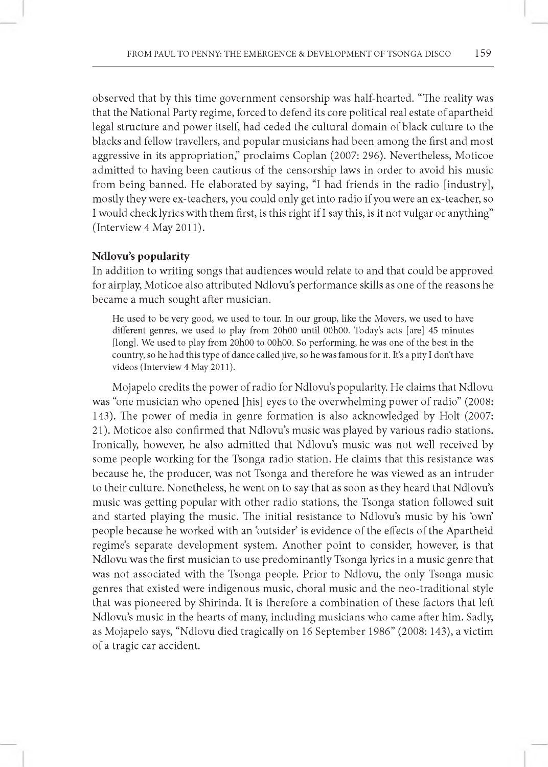observed that by this time government censorship was half-hearted. "The reality was that the National Party regime, forced to defend its core political real estate of apartheid legal structure and power itself, had ceded the cultural domain of black culture to the blacks and fellow travellers, and popular musicians had been among the first and most aggressive in its appropriation," proclaims Coplan (2007: 296). Nevertheless, Moticoe admitted to having been cautious of the censorship laws in order to avoid his music from being banned. He elaborated by saying, "I had friends in the radio [industry], mostly they were ex-teachers, you could only get into radio if you were an ex-teacher, so I would check lyrics with them first, is this right if I say this, is it not vulgar or anything" (Interview 4 May 2011).

### Ndlovu's popularity

In addition to writing songs that audiences would relate to and that could be approved for airplay, Moticoe also attributed Ndlovu's performance skills as one of the reasons he became a much sought after musician.

> He used to be very good, we used to tour. In our group, like the Movers, we used to have different genres, we used to play from 20h00 until 00h00. Today's acts [are] 45 minutes [long]. We used to play from 20h00 to 00h00. So performing, he was one of the best in the country, so he had this type of dance called jive, so he was famous for it. It's a pity I don't have videos (Interview 4 May 2011).

Mojapelo credits the power of radio for Ndlovu's popularity. He claims that Ndlovu was "one musician who opened [his] eyes to the overwhelming power of radio" (2008: 143). The power of media in genre formation is also acknowledged by Holt (2007: 21). Moticoe also confirmed that Ndlovu's music was played by various radio stations. Ironically, however, he also admitted that Ndlovu's music was not well received by some people working for the Tsonga radio station. He claims that this resistance was because he, the producer, was not Tsonga and therefore he was viewed as an intruder to their culture. Nonetheless, he went on to say that as soon as they heard that Ndlovu's music was getting popular with other radio stations, the Tsonga station followed suit and started playing the music. The initial resistance to Ndlovu's music by his 'own' people because he worked with an 'outsider' is evidence of the effects of the Apartheid regime's separate development system. Another point to consider, however, is that Ndlovu was the first musician to use predominantly Tsonga lyrics in a music genre that was not associated with the Tsonga people. Prior to Ndlovu, the only Tsonga music genres that existed were indigenous music, choral music and the neo-traditional style that was pioneered by Shirinda. It is therefore a combination of these factors that left Ndlovu's music in the hearts of many, including musicians who came after him. Sadly, as Mojapelo says, "Ndlovu died tragically on 16 September 1986" (2008: 143), a victim of a tragic car accident.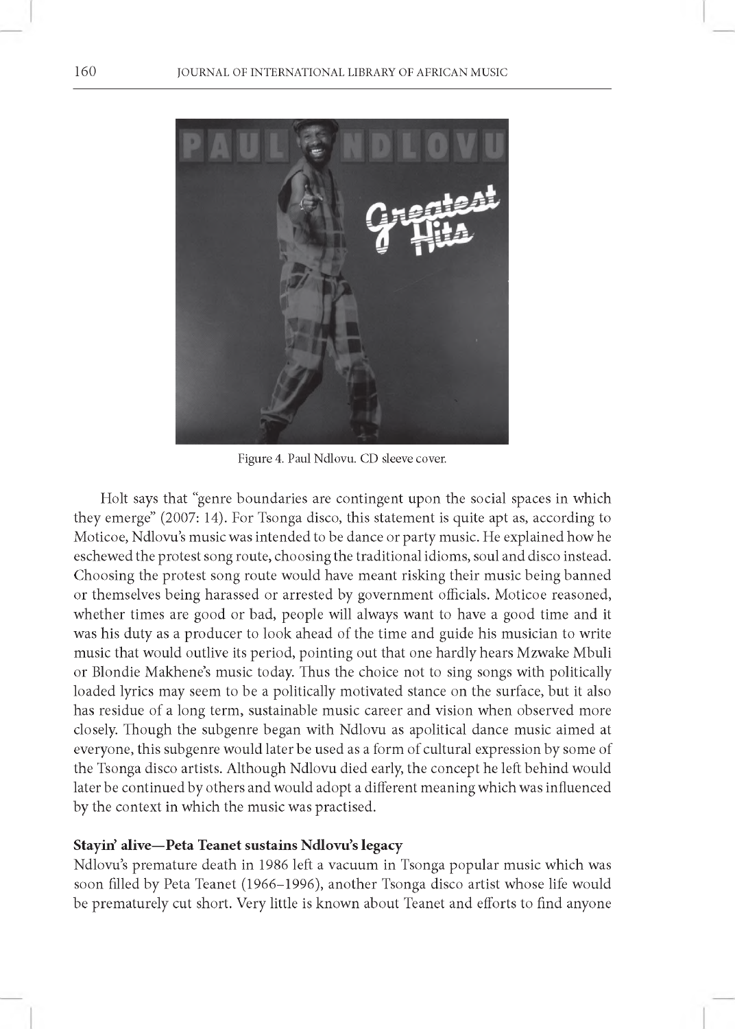Figure 4. Paul Ndlovu. CD sleeve cover.

Holt says that "genre boundaries are contingent upon the social spaces in which they emerge" (2007: 14). For Tsonga disco, this statement is quite apt as, according to Moticoe, Ndlovu's music was intended to be dance or party music. He explained how he eschewed the protest song route, choosing the traditional idioms, soul and disco instead. Choosing the protest song route would have meant risking their music being banned or themselves being harassed or arrested by government officials. Moticoe reasoned, whether times are good or bad, people will always want to have a good time and it was his duty as a producer to look ahead of the time and guide his musician to write music that would outlive its period, pointing out that one hardly hears Mzwake Mbuli or Blondie Makhene's music today. Thus the choice not to sing songs with politically loaded lyrics may seem to be a politically motivated stance on the surface, but it also has residue of a long term, sustainable music career and vision when observed more closely. Though the subgenre began with Ndlovu as apolitical dance music aimed at everyone, this subgenre would later be used as a form of cultural expression by some of the Tsonga disco artists. Although Ndlovu died early, the concept he left behind would later be continued by others and would adopt a different meaning which was influenced by the context in which the music was practised.

### Stayin' alive—Peta Teanet sustains Ndlovu's legacy

Ndlovu's premature death in 1986 left a vacuum in Tsonga popular music which was soon filled by Peta Teanet (1966–1996), another Tsonga disco artist whose life would be prematurely cut short. Very little is known about Teanet and efforts to find anyone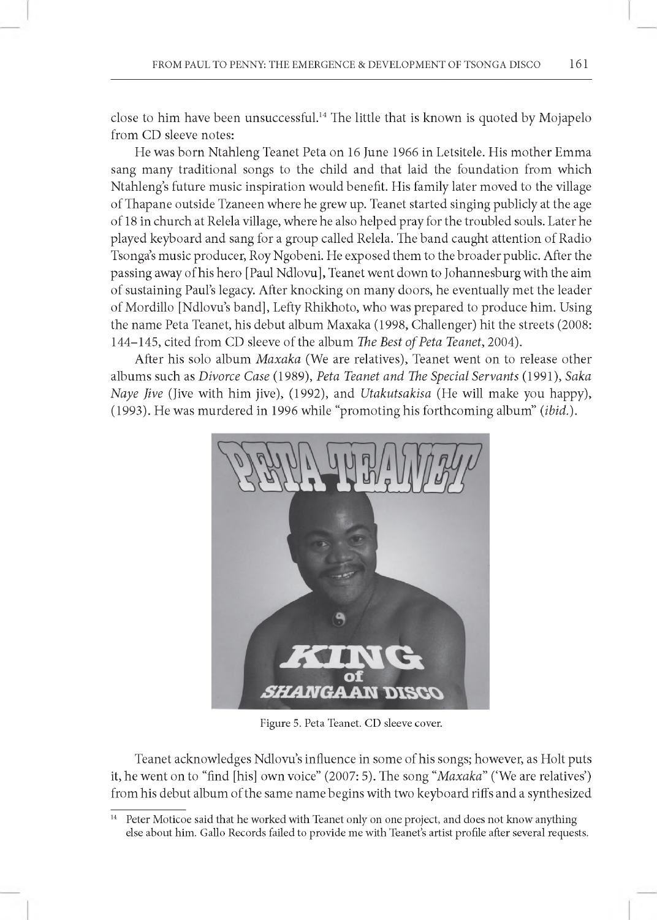close to him have been unsuccessful.[14] The little that is known is quoted by Mojapelo from CD sleeve notes:

He was born Ntahleng Teanet Peta on 16 June 1966 in Letsitele. His mother Emma sang many traditional songs to the child and that laid the foundation from which Ntahleng's future music inspiration would benefit. His family later moved to the village of Thapane outside Tzaneen where he grew up. Teanet started singing publicly at the age of 18 in church at Relela village, where he also helped pray for the troubled souls. Later he played keyboard and sang for a group called Relela. The band caught attention of Radio Tsonga's music producer, Roy Ngobeni. He exposed them to the broader public. After the passing away of his hero [Paul Ndlovu], Teanet went down to Johannesburg with the aim of sustaining Paul's legacy. After knocking on many doors, he eventually met the leader of Mordillo [Ndlovu's band], Lefty Rhikhoto, who was prepared to produce him. Using the name Peta Teanet, his debut album Maxaka (1998, Challenger) hit the streets (2008: 144–145, cited from CD sleeve of the album *The Best of Peta Teanet*, 2004).

After his solo album *Maxaka* (We are relatives), Teanet went on to release other albums such as *Divorce Case* (1989), *Peta Teanet and The Special Servants* (1991), *Saka Naye Jive* (Jive with him jive), (1992), and *Utakutsakisa* (He will make you happy), (1993). He was murdered in 1996 while "promoting his forthcoming album" (*ibid.*).

Figure 5. Peta Teanet. CD sleeve cover.

Teanet acknowledges Ndlovu's influence in some of his songs; however, as Holt puts it, he went on to "find [his] own voice" (2007: 5). The song "*Maxaka*" ('We are relatives') from his debut album of the same name begins with two keyboard riffs and a synthesized

[14] Peter Moticoe said that he worked with Teanet only on one project, and does not know anything else about him. Gallo Records failed to provide me with Teanet's artist profile after several requests.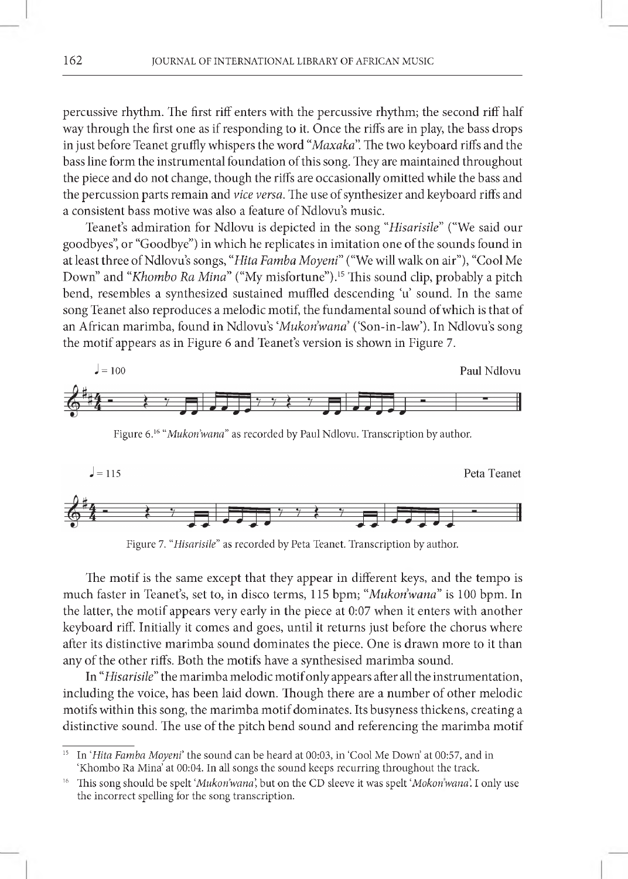percussive rhythm. The first riff enters with the percussive rhythm; the second riff half way through the first one as if responding to it. Once the riffs are in play, the bass drops in just before Teanet gruffly whispers the word "*Maxaka*". The two keyboard riffs and the bass line form the instrumental foundation of this song. They are maintained throughout the piece and do not change, though the riffs are occasionally omitted while the bass and the percussion parts remain and *vice versa*. The use of synthesizer and keyboard riffs and a consistent bass motive was also a feature of Ndlovu's music.

Teanet's admiration for Ndlovu is depicted in the song "*Hisarisile*" ("We said our goodbyes", or "Goodbye") in which he replicates in imitation one of the sounds found in at least three of Ndlovu's songs, "*Hita Famba Moyeni*" ("We will walk on air"), "Cool Me Down" and "*Khombo Ra Mina*" ("My misfortune").[15] This sound clip, probably a pitch bend, resembles a synthesized sustained muffled descending 'u' sound. In the same song Teanet also reproduces a melodic motif, the fundamental sound of which is that of an African marimba, found in Ndlovu's '*Mukon'wana*' ('Son-in-law'). In Ndlovu's song the motif appears as in Figure 6 and Teanet's version is shown in Figure 7.

Figure 6.[16] "*Mukon'wana*" as recorded by Paul Ndlovu. Transcription by author.

Figure 7. "*Hisarisile*" as recorded by Peta Teanet. Transcription by author.

The motif is the same except that they appear in different keys, and the tempo is much faster in Teanet's, set to, in disco terms, 115 bpm; "*Mukon'wana*" is 100 bpm. In the latter, the motif appears very early in the piece at 0:07 when it enters with another keyboard riff. Initially it comes and goes, until it returns just before the chorus where after its distinctive marimba sound dominates the piece. One is drawn more to it than any of the other riffs. Both the motifs have a synthesised marimba sound.

In "*Hisarisile*" the marimba melodic motif only appears after all the instrumentation, including the voice, has been laid down. Though there are a number of other melodic motifs within this song, the marimba motif dominates. Its busyness thickens, creating a distinctive sound. The use of the pitch bend sound and referencing the marimba motif

---

[15] In '*Hita Famba Moyeni*' the sound can be heard at 00:03, in 'Cool Me Down' at 00:57, and in 'Khombo Ra Mina' at 00:04. In all songs the sound keeps recurring throughout the track.

[16] This song should be spelt '*Mukon'wana*', but on the CD sleeve it was spelt '*Mokon'wana*'. I only use the incorrect spelling for the song transcription.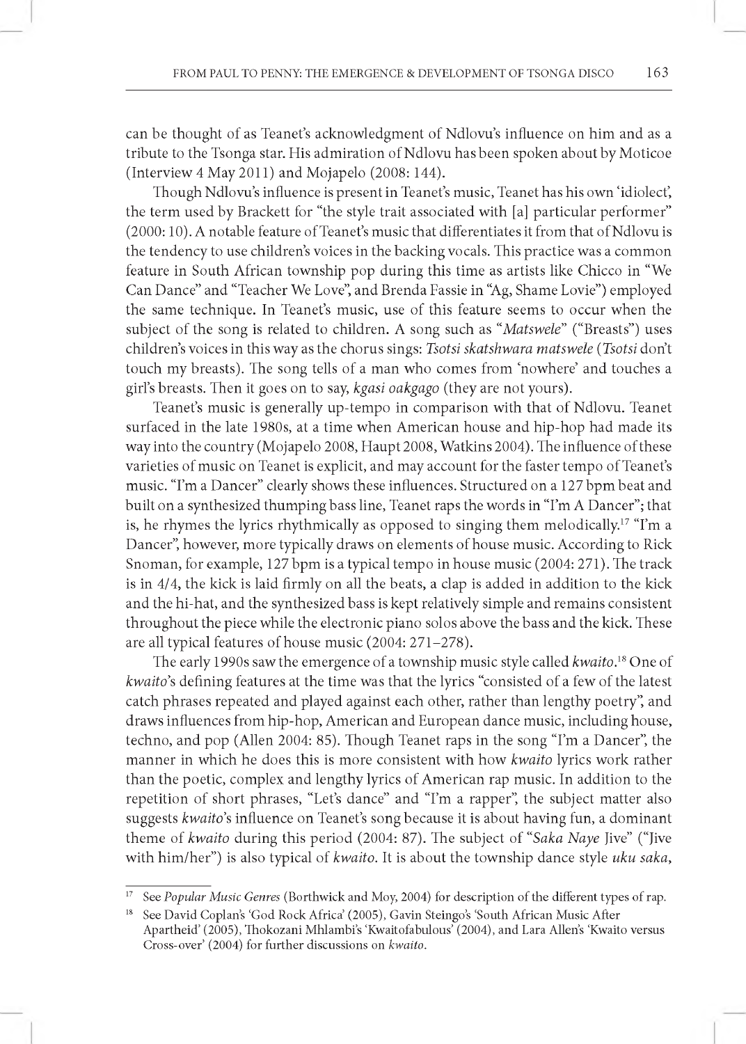can be thought of as Teanet's acknowledgment of Ndlovu's influence on him and as a tribute to the Tsonga star. His admiration of Ndlovu has been spoken about by Moticoe (Interview 4 May 2011) and Mojapelo (2008: 144).

Though Ndlovu's influence is present in Teanet's music, Teanet has his own 'idiolect', the term used by Brackett for "the style trait associated with [a] particular performer" (2000: 10). A notable feature of Teanet's music that differentiates it from that of Ndlovu is the tendency to use children's voices in the backing vocals. This practice was a common feature in South African township pop during this time as artists like Chicco in "We Can Dance" and "Teacher We Love", and Brenda Fassie in "Ag, Shame Lovie") employed the same technique. In Teanet's music, use of this feature seems to occur when the subject of the song is related to children. A song such as "*Matswele*" ("Breasts") uses children's voices in this way as the chorus sings: *Tsotsi skatshwara matswele* (*Tsotsi* don't touch my breasts). The song tells of a man who comes from 'nowhere' and touches a girl's breasts. Then it goes on to say, *kgasi oakgago* (they are not yours).

Teanet's music is generally up-tempo in comparison with that of Ndlovu. Teanet surfaced in the late 1980s, at a time when American house and hip-hop had made its way into the country (Mojapelo 2008, Haupt 2008, Watkins 2004). The influence of these varieties of music on Teanet is explicit, and may account for the faster tempo of Teanet's music. "I'm a Dancer" clearly shows these influences. Structured on a 127 bpm beat and built on a synthesized thumping bass line, Teanet raps the words in "I'm A Dancer"; that is, he rhymes the lyrics rhythmically as opposed to singing them melodically.[17] "I'm a Dancer", however, more typically draws on elements of house music. According to Rick Snoman, for example, 127 bpm is a typical tempo in house music (2004: 271). The track is in 4/4, the kick is laid firmly on all the beats, a clap is added in addition to the kick and the hi-hat, and the synthesized bass is kept relatively simple and remains consistent throughout the piece while the electronic piano solos above the bass and the kick. These are all typical features of house music (2004: 271–278).

The early 1990s saw the emergence of a township music style called *kwaito*.[18] One of *kwaito*'s defining features at the time was that the lyrics "consisted of a few of the latest catch phrases repeated and played against each other, rather than lengthy poetry", and draws influences from hip-hop, American and European dance music, including house, techno, and pop (Allen 2004: 85). Though Teanet raps in the song "I'm a Dancer", the manner in which he does this is more consistent with how *kwaito* lyrics work rather than the poetic, complex and lengthy lyrics of American rap music. In addition to the repetition of short phrases, "Let's dance" and "I'm a rapper", the subject matter also suggests *kwaito*'s influence on Teanet's song because it is about having fun, a dominant theme of *kwaito* during this period (2004: 87). The subject of "*Saka Naye* Jive" ("Jive with him/her") is also typical of *kwaito*. It is about the township dance style *uku saka*,

---

[17] See *Popular Music Genres* (Borthwick and Moy, 2004) for description of the different types of rap.

[18] See David Coplan's 'God Rock Africa' (2005), Gavin Steingo's 'South African Music After Apartheid' (2005), Thokozani Mhlambi's 'Kwaitofabulous' (2004), and Lara Allen's 'Kwaito versus Cross-over' (2004) for further discussions on *kwaito*.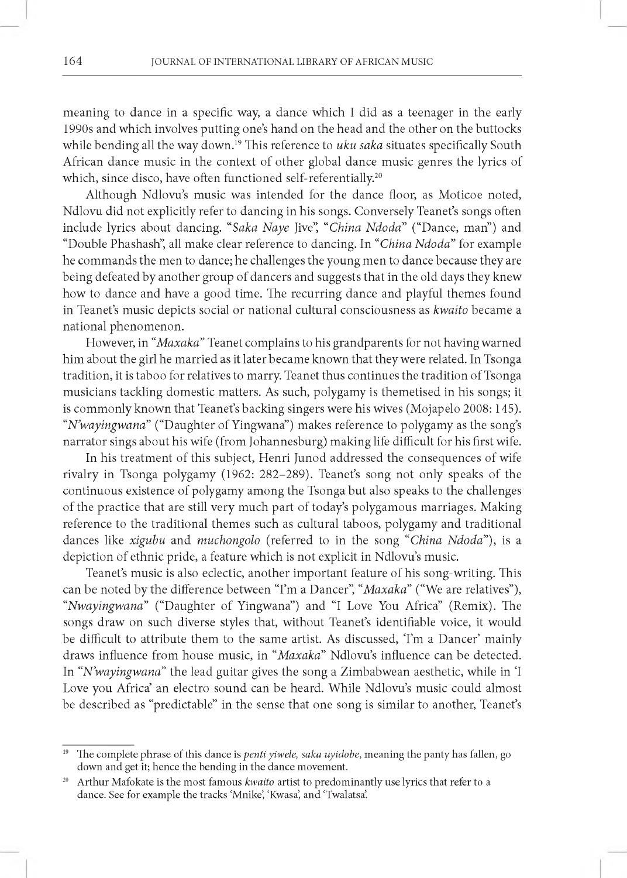meaning to dance in a specific way, a dance which I did as a teenager in the early 1990s and which involves putting one's hand on the head and the other on the buttocks while bending all the way down.[19] This reference to *uku saka* situates specifically South African dance music in the context of other global dance music genres the lyrics of which, since disco, have often functioned self-referentially.[20]

Although Ndlovu's music was intended for the dance floor, as Moticoe noted, Ndlovu did not explicitly refer to dancing in his songs. Conversely Teanet's songs often include lyrics about dancing. "*Saka Naye* Jive", "*China Ndoda*" ("Dance, man") and "Double Phashash", all make clear reference to dancing. In "*China Ndoda*" for example he commands the men to dance; he challenges the young men to dance because they are being defeated by another group of dancers and suggests that in the old days they knew how to dance and have a good time. The recurring dance and playful themes found in Teanet's music depicts social or national cultural consciousness as *kwaito* became a national phenomenon.

However, in "*Maxaka*" Teanet complains to his grandparents for not having warned him about the girl he married as it later became known that they were related. In Tsonga tradition, it is taboo for relatives to marry. Teanet thus continues the tradition of Tsonga musicians tackling domestic matters. As such, polygamy is themetised in his songs; it is commonly known that Teanet's backing singers were his wives (Mojapelo 2008: 145). "*N'wayingwana*" ("Daughter of Yingwana") makes reference to polygamy as the song's narrator sings about his wife (from Johannesburg) making life difficult for his first wife.

In his treatment of this subject, Henri Junod addressed the consequences of wife rivalry in Tsonga polygamy (1962: 282–289). Teanet's song not only speaks of the continuous existence of polygamy among the Tsonga but also speaks to the challenges of the practice that are still very much part of today's polygamous marriages. Making reference to the traditional themes such as cultural taboos, polygamy and traditional dances like *xigubu* and *muchongolo* (referred to in the song "*China Ndoda*"), is a depiction of ethnic pride, a feature which is not explicit in Ndlovu's music.

Teanet's music is also eclectic, another important feature of his song-writing. This can be noted by the difference between "I'm a Dancer", "*Maxaka*" ("We are relatives"), "*Nwayingwana*" ("Daughter of Yingwana") and "I Love You Africa" (Remix). The songs draw on such diverse styles that, without Teanet's identifiable voice, it would be difficult to attribute them to the same artist. As discussed, 'I'm a Dancer' mainly draws influence from house music, in "*Maxaka*" Ndlovu's influence can be detected. In "*N'wayingwana*" the lead guitar gives the song a Zimbabwean aesthetic, while in 'I Love you Africa' an electro sound can be heard. While Ndlovu's music could almost be described as "predictable" in the sense that one song is similar to another, Teanet's

---

[19] The complete phrase of this dance is *penti yiwele, saka uyidobe*, meaning the panty has fallen, go down and get it; hence the bending in the dance movement.

[20] Arthur Mafokate is the most famous *kwaito* artist to predominantly use lyrics that refer to a dance. See for example the tracks 'Mnike', 'Kwasa', and 'Twalatsa'.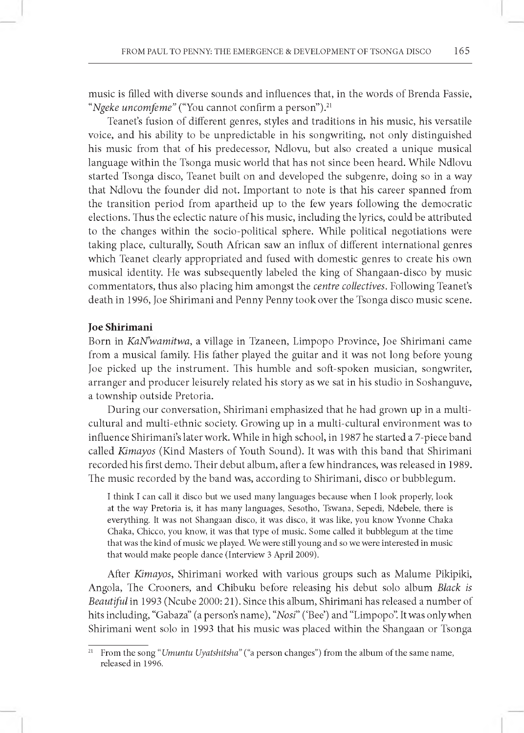music is filled with diverse sounds and influences that, in the words of Brenda Fassie, "*Ngeke uncomfeme*" ("You cannot confirm a person").[21]

Teanet's fusion of different genres, styles and traditions in his music, his versatile voice, and his ability to be unpredictable in his songwriting, not only distinguished his music from that of his predecessor, Ndlovu, but also created a unique musical language within the Tsonga music world that has not since been heard. While Ndlovu started Tsonga disco, Teanet built on and developed the subgenre, doing so in a way that Ndlovu the founder did not. Important to note is that his career spanned from the transition period from apartheid up to the few years following the democratic elections. Thus the eclectic nature of his music, including the lyrics, could be attributed to the changes within the socio-political sphere. While political negotiations were taking place, culturally, South African saw an influx of different international genres which Teanet clearly appropriated and fused with domestic genres to create his own musical identity. He was subsequently labeled the king of Shangaan-disco by music commentators, thus also placing him amongst the *centre collectives*. Following Teanet's death in 1996, Joe Shirimani and Penny Penny took over the Tsonga disco music scene.

### Joe Shirimani

Born in *KaN'wamitwa*, a village in Tzaneen, Limpopo Province, Joe Shirimani came from a musical family. His father played the guitar and it was not long before young Joe picked up the instrument. This humble and soft-spoken musician, songwriter, arranger and producer leisurely related his story as we sat in his studio in Soshanguve, a township outside Pretoria.

During our conversation, Shirimani emphasized that he had grown up in a multi-cultural and multi-ethnic society. Growing up in a multi-cultural environment was to influence Shirimani's later work. While in high school, in 1987 he started a 7-piece band called *Kimayos* (Kind Masters of Youth Sound). It was with this band that Shirimani recorded his first demo. Their debut album, after a few hindrances, was released in 1989. The music recorded by the band was, according to Shirimani, disco or bubblegum.

> I think I can call it disco but we used many languages because when I look properly, look at the way Pretoria is, it has many languages, Sesotho, Tswana, Sepedi, Ndebele, there is everything. It was not Shangaan disco, it was disco, it was like, you know Yvonne Chaka Chaka, Chicco, you know, it was that type of music. Some called it bubblegum at the time that was the kind of music we played. We were still young and so we were interested in music that would make people dance (Interview 3 April 2009).

After *Kimayos*, Shirimani worked with various groups such as Malume Pikipiki, Angola, The Crooners, and Chibuku before releasing his debut solo album *Black is Beautiful* in 1993 (Ncube 2000: 21). Since this album, Shirimani has released a number of hits including, "Gabaza" (a person's name), "*Nosi*" ('Bee') and "Limpopo". It was only when Shirimani went solo in 1993 that his music was placed within the Shangaan or Tsonga

[21] From the song "*Umuntu Uyatshitsha*" ("a person changes") from the album of the same name, released in 1996.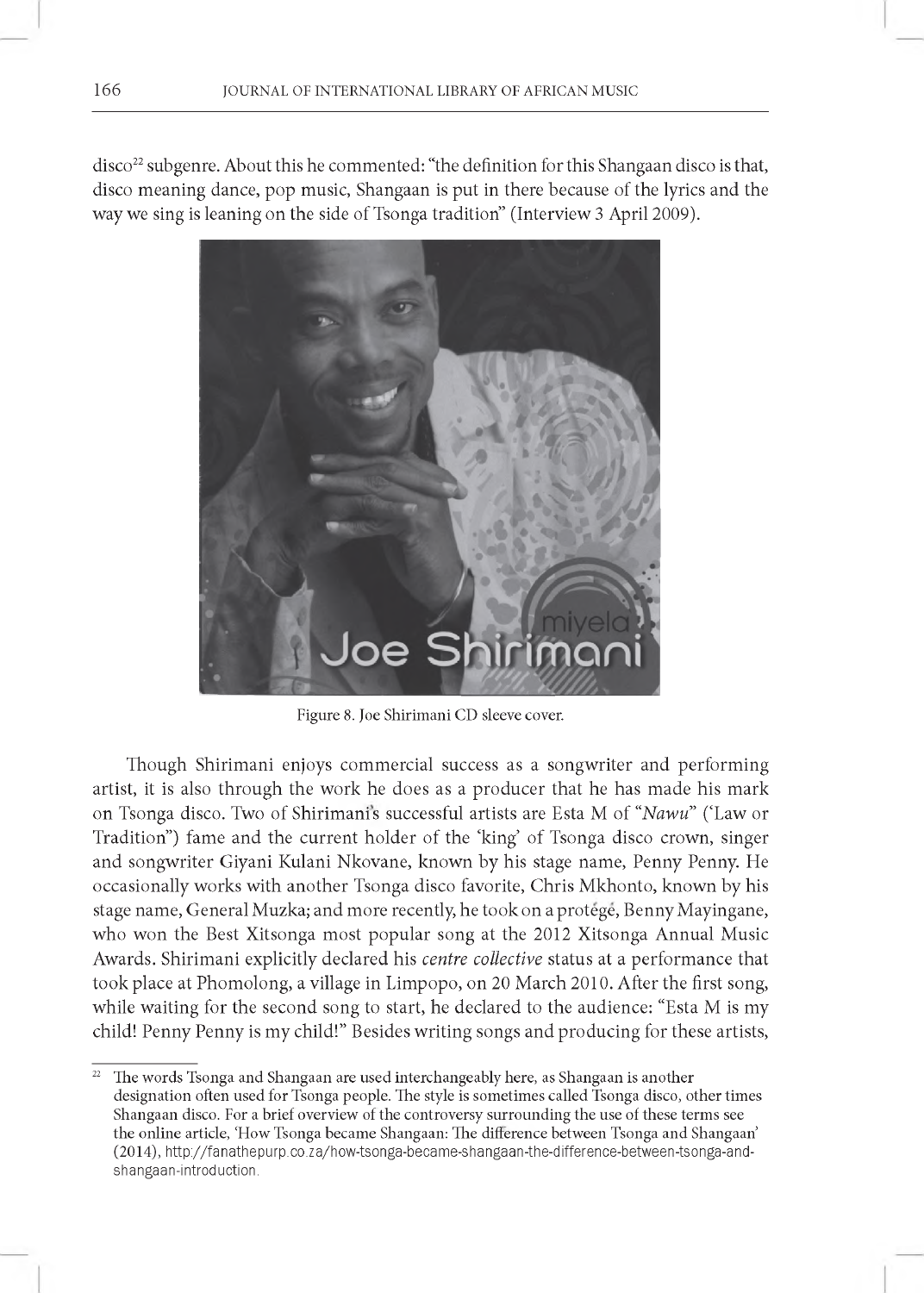disco[22] subgenre. About this he commented: "the definition for this Shangaan disco is that, disco meaning dance, pop music, Shangaan is put in there because of the lyrics and the way we sing is leaning on the side of Tsonga tradition" (Interview 3 April 2009).

Figure 8. Joe Shirimani CD sleeve cover.

Though Shirimani enjoys commercial success as a songwriter and performing artist, it is also through the work he does as a producer that he has made his mark on Tsonga disco. Two of Shirimani's successful artists are Esta M of "*Nawu*" ('Law or Tradition") fame and the current holder of the 'king' of Tsonga disco crown, singer and songwriter Giyani Kulani Nkovane, known by his stage name, Penny Penny. He occasionally works with another Tsonga disco favorite, Chris Mkhonto, known by his stage name, General Muzka; and more recently, he took on a protégé, Benny Mayingane, who won the Best Xitsonga most popular song at the 2012 Xitsonga Annual Music Awards. Shirimani explicitly declared his *centre collective* status at a performance that took place at Phomolong, a village in Limpopo, on 20 March 2010. After the first song, while waiting for the second song to start, he declared to the audience: "Esta M is my child! Penny Penny is my child!" Besides writing songs and producing for these artists,

[22] The words Tsonga and Shangaan are used interchangeably here, as Shangaan is another designation often used for Tsonga people. The style is sometimes called Tsonga disco, other times Shangaan disco. For a brief overview of the controversy surrounding the use of these terms see the online article, 'How Tsonga became Shangaan: The difference between Tsonga and Shangaan' (2014), http://fanathepurp.co.za/how-tsonga-became-shangaan-the-difference-between-tsonga-and-shangaan-introduction.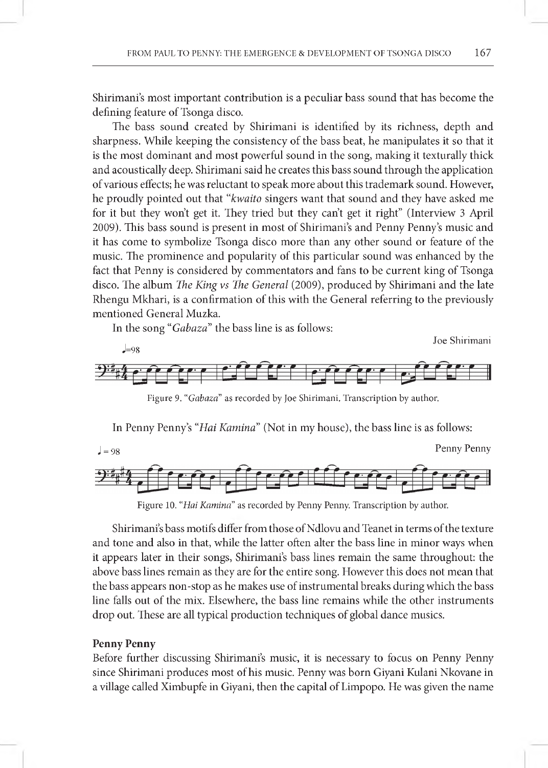Shirimani's most important contribution is a peculiar bass sound that has become the defining feature of Tsonga disco.

The bass sound created by Shirimani is identified by its richness, depth and sharpness. While keeping the consistency of the bass beat, he manipulates it so that it is the most dominant and most powerful sound in the song, making it texturally thick and acoustically deep. Shirimani said he creates this bass sound through the application of various effects; he was reluctant to speak more about this trademark sound. However, he proudly pointed out that "*kwaito* singers want that sound and they have asked me for it but they won't get it. They tried but they can't get it right" (Interview 3 April 2009). This bass sound is present in most of Shirimani's and Penny Penny's music and it has come to symbolize Tsonga disco more than any other sound or feature of the music. The prominence and popularity of this particular sound was enhanced by the fact that Penny is considered by commentators and fans to be current king of Tsonga disco. The album *The King vs The General* (2009), produced by Shirimani and the late Rhengu Mkhari, is a confirmation of this with the General referring to the previously mentioned General Muzka.

In the song "*Gabaza*" the bass line is as follows:

Figure 9. "*Gabaza*" as recorded by Joe Shirimani. Transcription by author.

In Penny Penny's "*Hai Kamina*" (Not in my house), the bass line is as follows:

Figure 10. "*Hai Kamina*" as recorded by Penny Penny. Transcription by author.

Shirimani's bass motifs differ from those of Ndlovu and Teanet in terms of the texture and tone and also in that, while the latter often alter the bass line in minor ways when it appears later in their songs, Shirimani's bass lines remain the same throughout: the above bass lines remain as they are for the entire song. However this does not mean that the bass appears non-stop as he makes use of instrumental breaks during which the bass line falls out of the mix. Elsewhere, the bass line remains while the other instruments drop out. These are all typical production techniques of global dance musics.

### Penny Penny

Before further discussing Shirimani's music, it is necessary to focus on Penny Penny since Shirimani produces most of his music. Penny was born Giyani Kulani Nkovane in a village called Ximbupfe in Giyani, then the capital of Limpopo. He was given the name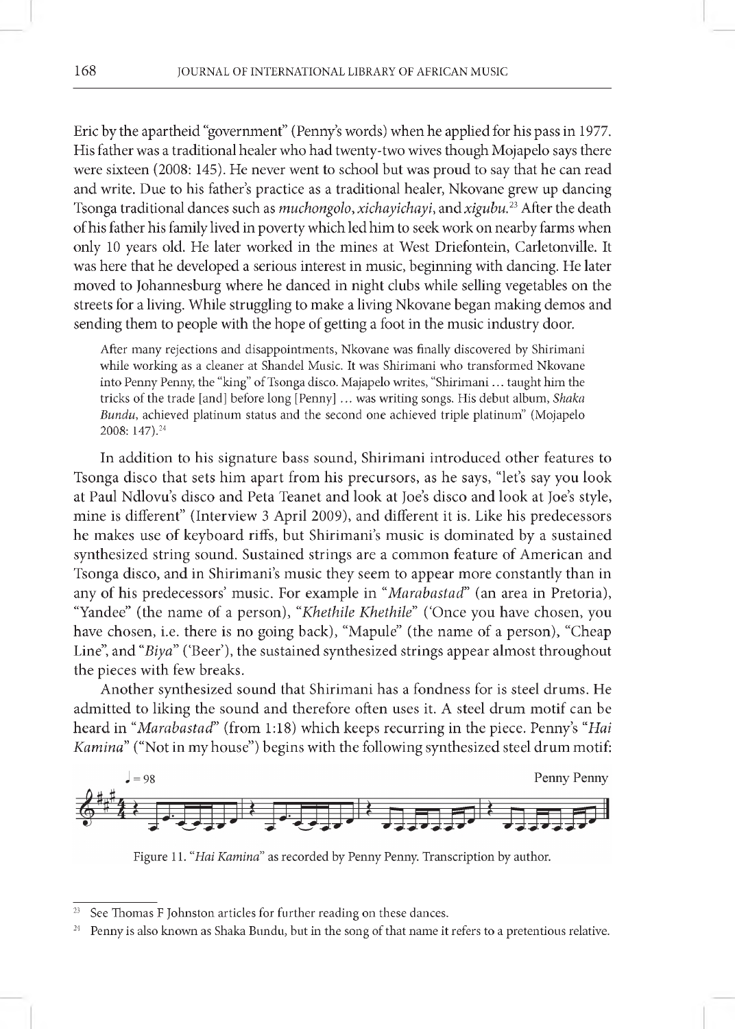Eric by the apartheid "government" (Penny's words) when he applied for his pass in 1977. His father was a traditional healer who had twenty-two wives though Mojapelo says there were sixteen (2008: 145). He never went to school but was proud to say that he can read and write. Due to his father's practice as a traditional healer, Nkovane grew up dancing Tsonga traditional dances such as *muchongolo*, *xichayichayi*, and *xigubu*.[23] After the death of his father his family lived in poverty which led him to seek work on nearby farms when only 10 years old. He later worked in the mines at West Driefontein, Carletonville. It was here that he developed a serious interest in music, beginning with dancing. He later moved to Johannesburg where he danced in night clubs while selling vegetables on the streets for a living. While struggling to make a living Nkovane began making demos and sending them to people with the hope of getting a foot in the music industry door.

> After many rejections and disappointments, Nkovane was finally discovered by Shirimani while working as a cleaner at Shandel Music. It was Shirimani who transformed Nkovane into Penny Penny, the "king" of Tsonga disco. Majapelo writes, "Shirimani … taught him the tricks of the trade [and] before long [Penny] … was writing songs. His debut album, *Shaka Bundu*, achieved platinum status and the second one achieved triple platinum" (Mojapelo 2008: 147).[24]

In addition to his signature bass sound, Shirimani introduced other features to Tsonga disco that sets him apart from his precursors, as he says, "let's say you look at Paul Ndlovu's disco and Peta Teanet and look at Joe's disco and look at Joe's style, mine is different" (Interview 3 April 2009), and different it is. Like his predecessors he makes use of keyboard riffs, but Shirimani's music is dominated by a sustained synthesized string sound. Sustained strings are a common feature of American and Tsonga disco, and in Shirimani's music they seem to appear more constantly than in any of his predecessors' music. For example in "*Marabastad*" (an area in Pretoria), "Yandee" (the name of a person), "*Khethile Khethile*" ('Once you have chosen, you have chosen, i.e. there is no going back'), "Mapule" (the name of a person), "Cheap Line", and "*Biya*" ('Beer'), the sustained synthesized strings appear almost throughout the pieces with few breaks.

Another synthesized sound that Shirimani has a fondness for is steel drums. He admitted to liking the sound and therefore often uses it. A steel drum motif can be heard in "*Marabastad*" (from 1:18) which keeps recurring in the piece. Penny's "*Hai Kamina*" ("Not in my house") begins with the following synthesized steel drum motif:

Figure 11. "*Hai Kamina*" as recorded by Penny Penny. Transcription by author.

[23] See Thomas F Johnston articles for further reading on these dances.

[24] Penny is also known as Shaka Bundu, but in the song of that name it refers to a pretentious relative.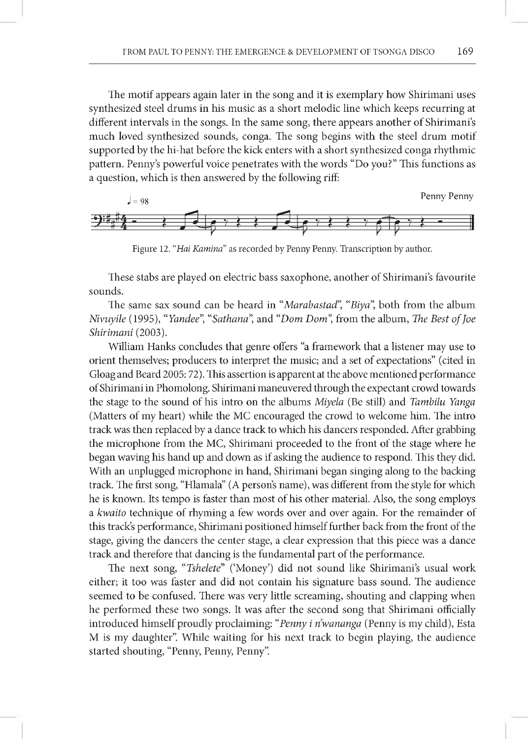The motif appears again later in the song and it is exemplary how Shirimani uses synthesized steel drums in his music as a short melodic line which keeps recurring at different intervals in the songs. In the same song, there appears another of Shirimani's much loved synthesized sounds, conga. The song begins with the steel drum motif supported by the hi-hat before the kick enters with a short synthesized conga rhythmic pattern. Penny's powerful voice penetrates with the words "Do you?" This functions as a question, which is then answered by the following riff:

Figure 12. "*Hai Kamina*" as recorded by Penny Penny. Transcription by author.

These stabs are played on electric bass saxophone, another of Shirimani's favourite sounds.

The same sax sound can be heard in "*Marabastad*", "*Biya*", both from the album *Nivuyile* (1995), "*Yandee*", "*Sathana*", and "*Dom Dom*", from the album, *The Best of Joe Shirimani* (2003).

William Hanks concludes that genre offers "a framework that a listener may use to orient themselves; producers to interpret the music; and a set of expectations" (cited in Gloag and Beard 2005: 72). This assertion is apparent at the above mentioned performance of Shirimani in Phomolong. Shirimani maneuvered through the expectant crowd towards the stage to the sound of his intro on the albums *Miyela* (Be still) and *Tambilu Yanga* (Matters of my heart) while the MC encouraged the crowd to welcome him. The intro track was then replaced by a dance track to which his dancers responded. After grabbing the microphone from the MC, Shirimani proceeded to the front of the stage where he began waving his hand up and down as if asking the audience to respond. This they did. With an unplugged microphone in hand, Shirimani began singing along to the backing track. The first song, "Hlamala" (A person's name), was different from the style for which he is known. Its tempo is faster than most of his other material. Also, the song employs a *kwaito* technique of rhyming a few words over and over again. For the remainder of this track's performance, Shirimani positioned himself further back from the front of the stage, giving the dancers the center stage, a clear expression that this piece was a dance track and therefore that dancing is the fundamental part of the performance.

The next song, "*Tshelete*" ('Money') did not sound like Shirimani's usual work either; it too was faster and did not contain his signature bass sound. The audience seemed to be confused. There was very little screaming, shouting and clapping when he performed these two songs. It was after the second song that Shirimani officially introduced himself proudly proclaiming: "*Penny i n'wananga* (Penny is my child), Esta M is my daughter". While waiting for his next track to begin playing, the audience started shouting, "Penny, Penny, Penny".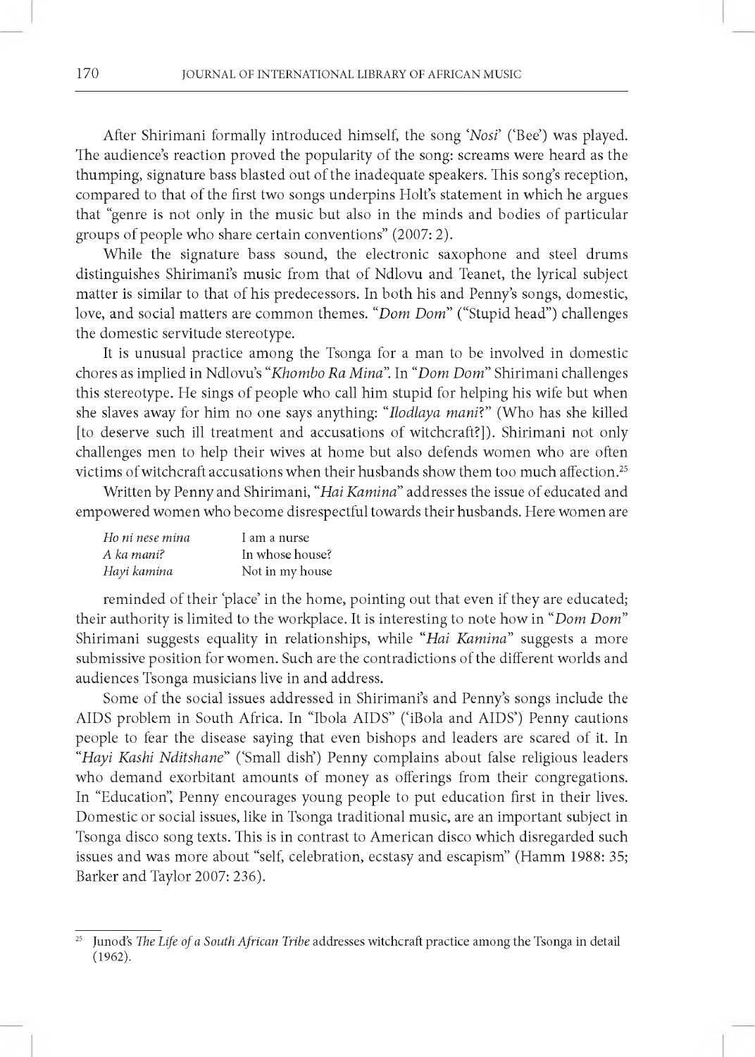After Shirimani formally introduced himself, the song '*Nosi*' ('Bee') was played. The audience's reaction proved the popularity of the song: screams were heard as the thumping, signature bass blasted out of the inadequate speakers. This song's reception, compared to that of the first two songs underpins Holt's statement in which he argues that "genre is not only in the music but also in the minds and bodies of particular groups of people who share certain conventions" (2007: 2).

While the signature bass sound, the electronic saxophone and steel drums distinguishes Shirimani's music from that of Ndlovu and Teanet, the lyrical subject matter is similar to that of his predecessors. In both his and Penny's songs, domestic, love, and social matters are common themes. "*Dom Dom*" ("Stupid head") challenges the domestic servitude stereotype.

It is unusual practice among the Tsonga for a man to be involved in domestic chores as implied in Ndlovu's "*Khombo Ra Mina*". In "*Dom Dom*" Shirimani challenges this stereotype. He sings of people who call him stupid for helping his wife but when she slaves away for him no one says anything: "*Ilodlaya mani*?" (Who has she killed [to deserve such ill treatment and accusations of witchcraft?]). Shirimani not only challenges men to help their wives at home but also defends women who are often victims of witchcraft accusations when their husbands show them too much affection.[25]

Written by Penny and Shirimani, "*Hai Kamina*" addresses the issue of educated and empowered women who become disrespectful towards their husbands. Here women are

| | |
|---|---|
| *Ho ni nese mina* | I am a nurse |
| *A ka mani?* | In whose house? |
| *Hayi kamina* | Not in my house |

reminded of their 'place' in the home, pointing out that even if they are educated; their authority is limited to the workplace. It is interesting to note how in "*Dom Dom*" Shirimani suggests equality in relationships, while "*Hai Kamina*" suggests a more submissive position for women. Such are the contradictions of the different worlds and audiences Tsonga musicians live in and address.

Some of the social issues addressed in Shirimani's and Penny's songs include the AIDS problem in South Africa. In "Ibola AIDS" ('iBola and AIDS') Penny cautions people to fear the disease saying that even bishops and leaders are scared of it. In "*Hayi Kashi Nditshane*" ('Small dish') Penny complains about false religious leaders who demand exorbitant amounts of money as offerings from their congregations. In "Education", Penny encourages young people to put education first in their lives. Domestic or social issues, like in Tsonga traditional music, are an important subject in Tsonga disco song texts. This is in contrast to American disco which disregarded such issues and was more about "self, celebration, ecstasy and escapism" (Hamm 1988: 35; Barker and Taylor 2007: 236).

---

[25] Junod's *The Life of a South African Tribe* addresses witchcraft practice among the Tsonga in detail (1962).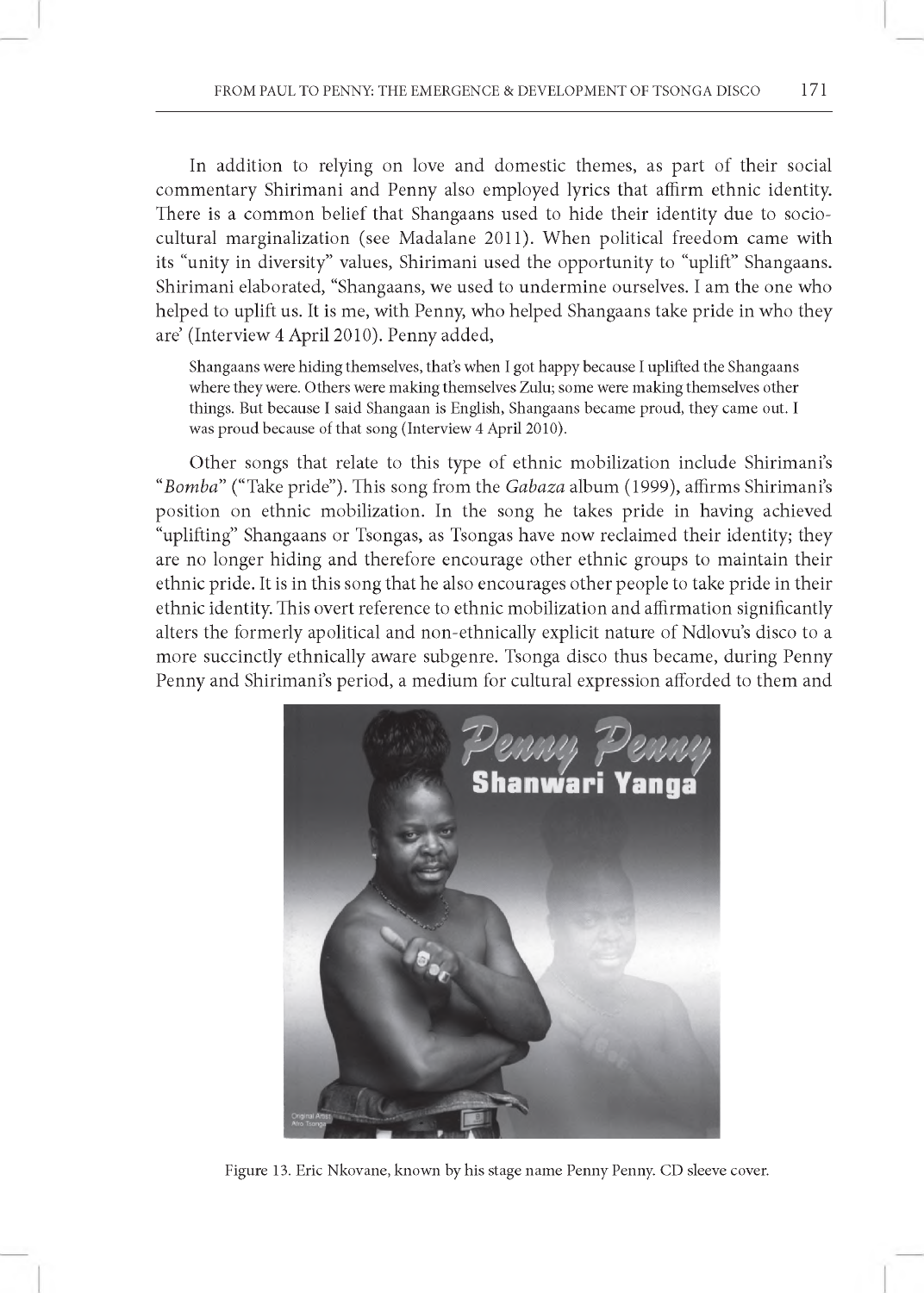In addition to relying on love and domestic themes, as part of their social commentary Shirimani and Penny also employed lyrics that affirm ethnic identity. There is a common belief that Shangaans used to hide their identity due to socio-cultural marginalization (see Madalane 2011). When political freedom came with its "unity in diversity" values, Shirimani used the opportunity to "uplift" Shangaans. Shirimani elaborated, "Shangaans, we used to undermine ourselves. I am the one who helped to uplift us. It is me, with Penny, who helped Shangaans take pride in who they are' (Interview 4 April 2010). Penny added,

> Shangaans were hiding themselves, that's when I got happy because I uplifted the Shangaans where they were. Others were making themselves Zulu; some were making themselves other things. But because I said Shangaan is English, Shangaans became proud, they came out. I was proud because of that song (Interview 4 April 2010).

Other songs that relate to this type of ethnic mobilization include Shirimani's "*Bomba*" ("Take pride"). This song from the *Gabaza* album (1999), affirms Shirimani's position on ethnic mobilization. In the song he takes pride in having achieved "uplifting" Shangaans or Tsongas, as Tsongas have now reclaimed their identity; they are no longer hiding and therefore encourage other ethnic groups to maintain their ethnic pride. It is in this song that he also encourages other people to take pride in their ethnic identity. This overt reference to ethnic mobilization and affirmation significantly alters the formerly apolitical and non-ethnically explicit nature of Ndlovu's disco to a more succinctly ethnically aware subgenre. Tsonga disco thus became, during Penny Penny and Shirimani's period, a medium for cultural expression afforded to them and

Figure 13. Eric Nkovane, known by his stage name Penny Penny. CD sleeve cover.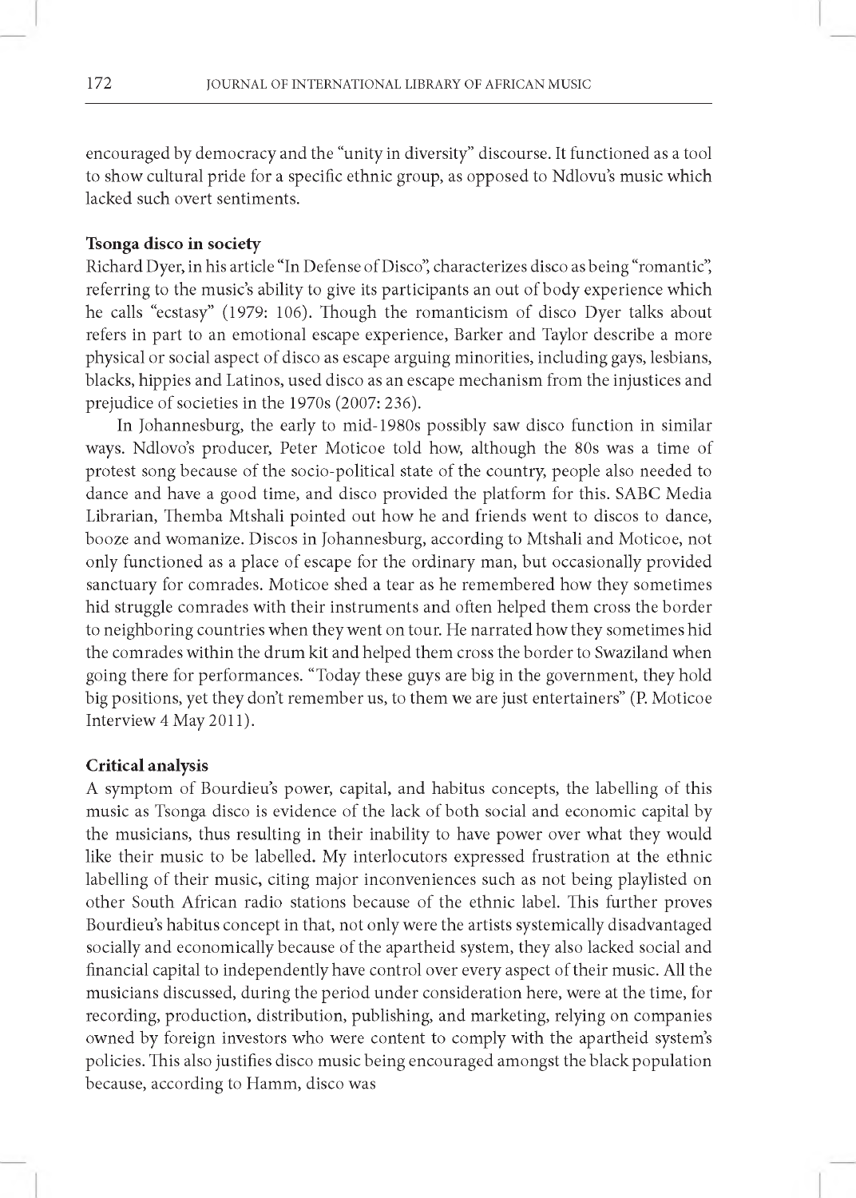encouraged by democracy and the "unity in diversity" discourse. It functioned as a tool to show cultural pride for a specific ethnic group, as opposed to Ndlovu's music which lacked such overt sentiments.

**Tsonga disco in society**

Richard Dyer, in his article "In Defense of Disco", characterizes disco as being "romantic", referring to the music's ability to give its participants an out of body experience which he calls "ecstasy" (1979: 106). Though the romanticism of disco Dyer talks about refers in part to an emotional escape experience, Barker and Taylor describe a more physical or social aspect of disco as escape arguing minorities, including gays, lesbians, blacks, hippies and Latinos, used disco as an escape mechanism from the injustices and prejudice of societies in the 1970s (2007: 236).

In Johannesburg, the early to mid-1980s possibly saw disco function in similar ways. Ndlovo's producer, Peter Moticoe told how, although the 80s was a time of protest song because of the socio-political state of the country, people also needed to dance and have a good time, and disco provided the platform for this. SABC Media Librarian, Themba Mtshali pointed out how he and friends went to discos to dance, booze and womanize. Discos in Johannesburg, according to Mtshali and Moticoe, not only functioned as a place of escape for the ordinary man, but occasionally provided sanctuary for comrades. Moticoe shed a tear as he remembered how they sometimes hid struggle comrades with their instruments and often helped them cross the border to neighboring countries when they went on tour. He narrated how they sometimes hid the comrades within the drum kit and helped them cross the border to Swaziland when going there for performances. "Today these guys are big in the government, they hold big positions, yet they don't remember us, to them we are just entertainers" (P. Moticoe Interview 4 May 2011).

**Critical analysis**

A symptom of Bourdieu's power, capital, and habitus concepts, the labelling of this music as Tsonga disco is evidence of the lack of both social and economic capital by the musicians, thus resulting in their inability to have power over what they would like their music to be labelled. My interlocutors expressed frustration at the ethnic labelling of their music, citing major inconveniences such as not being playlisted on other South African radio stations because of the ethnic label. This further proves Bourdieu's habitus concept in that, not only were the artists systemically disadvantaged socially and economically because of the apartheid system, they also lacked social and financial capital to independently have control over every aspect of their music. All the musicians discussed, during the period under consideration here, were at the time, for recording, production, distribution, publishing, and marketing, relying on companies owned by foreign investors who were content to comply with the apartheid system's policies. This also justifies disco music being encouraged amongst the black population because, according to Hamm, disco was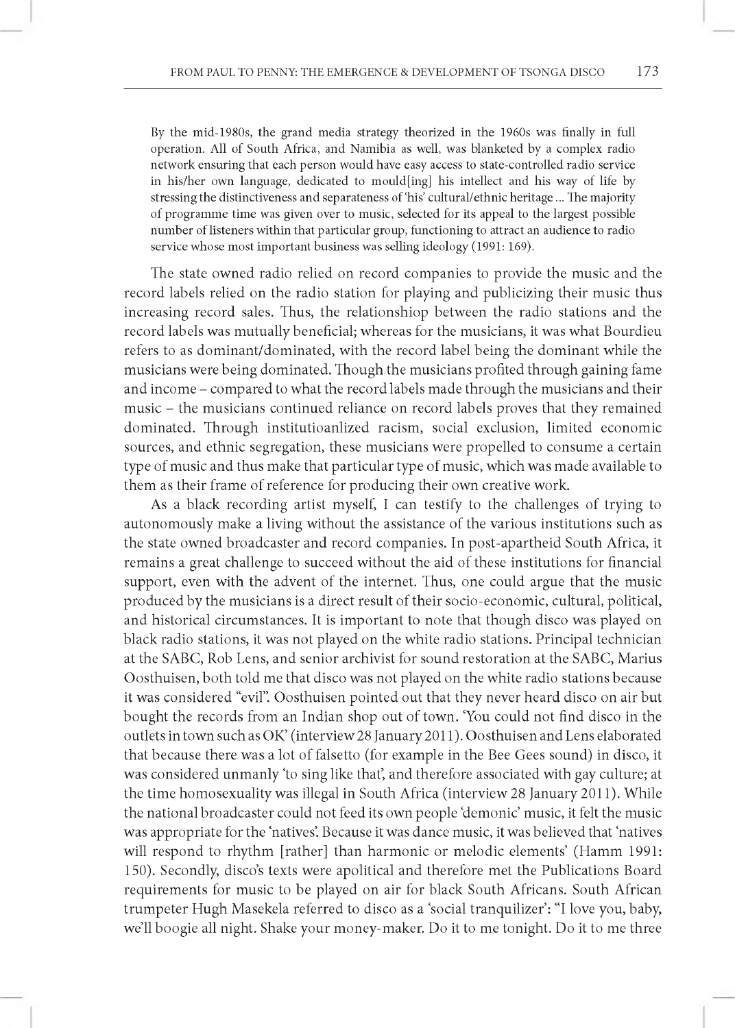> By the mid-1980s, the grand media strategy theorized in the 1960s was finally in full operation. All of South Africa, and Namibia as well, was blanketed by a complex radio network ensuring that each person would have easy access to state-controlled radio service in his/her own language, dedicated to mould[ing] his intellect and his way of life by stressing the distinctiveness and separateness of 'his' cultural/ethnic heritage ... The majority of programme time was given over to music, selected for its appeal to the largest possible number of listeners within that particular group, functioning to attract an audience to radio service whose most important business was selling ideology (1991: 169).

The state owned radio relied on record companies to provide the music and the record labels relied on the radio station for playing and publicizing their music thus increasing record sales. Thus, the relationshiop between the radio stations and the record labels was mutually beneficial; whereas for the musicians, it was what Bourdieu refers to as dominant/dominated, with the record label being the dominant while the musicians were being dominated. Though the musicians profited through gaining fame and income – compared to what the record labels made through the musicians and their music – the musicians continued reliance on record labels proves that they remained dominated. Through institutioanlized racism, social exclusion, limited economic sources, and ethnic segregation, these musicians were propelled to consume a certain type of music and thus make that particular type of music, which was made available to them as their frame of reference for producing their own creative work.

As a black recording artist myself, I can testify to the challenges of trying to autonomously make a living without the assistance of the various institutions such as the state owned broadcaster and record companies. In post-apartheid South Africa, it remains a great challenge to succeed without the aid of these institutions for financial support, even with the advent of the internet. Thus, one could argue that the music produced by the musicians is a direct result of their socio-economic, cultural, political, and historical circumstances. It is important to note that though disco was played on black radio stations, it was not played on the white radio stations. Principal technician at the SABC, Rob Lens, and senior archivist for sound restoration at the SABC, Marius Oosthuisen, both told me that disco was not played on the white radio stations because it was considered "evil". Oosthuisen pointed out that they never heard disco on air but bought the records from an Indian shop out of town. 'You could not find disco in the outlets in town such as OK' (interview 28 January 2011). Oosthuisen and Lens elaborated that because there was a lot of falsetto (for example in the Bee Gees sound) in disco, it was considered unmanly 'to sing like that', and therefore associated with gay culture; at the time homosexuality was illegal in South Africa (interview 28 January 2011). While the national broadcaster could not feed its own people 'demonic' music, it felt the music was appropriate for the 'natives'. Because it was dance music, it was believed that 'natives will respond to rhythm [rather] than harmonic or melodic elements' (Hamm 1991: 150). Secondly, disco's texts were apolitical and therefore met the Publications Board requirements for music to be played on air for black South Africans. South African trumpeter Hugh Masekela referred to disco as a 'social tranquilizer': "I love you, baby, we'll boogie all night. Shake your money-maker. Do it to me tonight. Do it to me three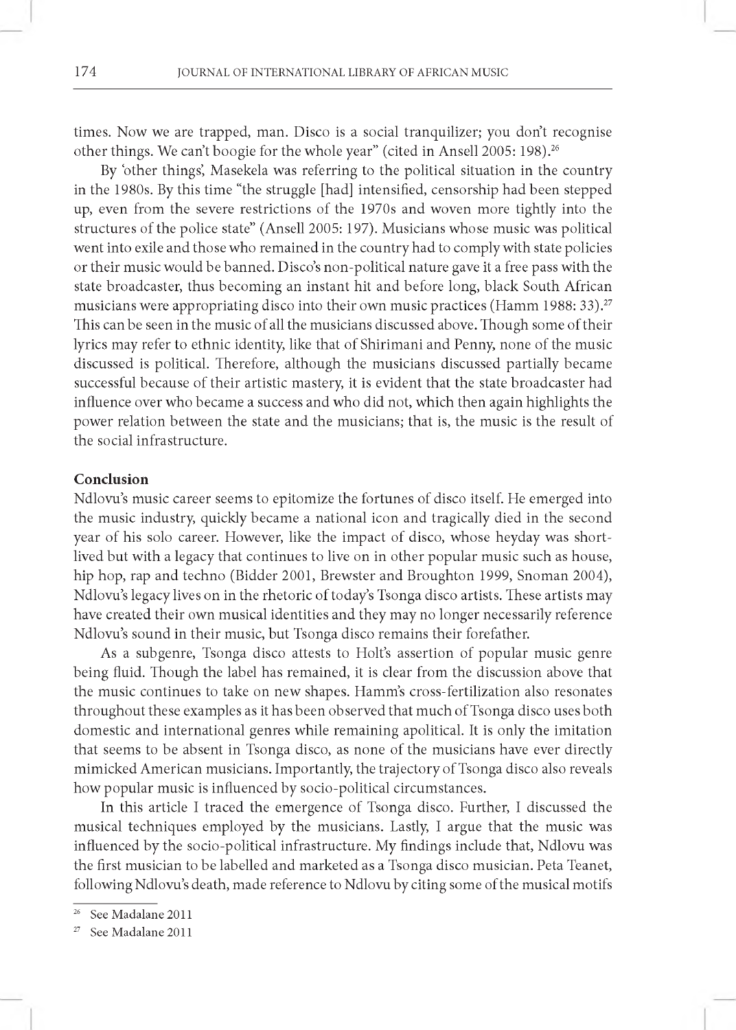times. Now we are trapped, man. Disco is a social tranquilizer; you don't recognise other things. We can't boogie for the whole year" (cited in Ansell 2005: 198).[26]

By 'other things', Masekela was referring to the political situation in the country in the 1980s. By this time "the struggle [had] intensified, censorship had been stepped up, even from the severe restrictions of the 1970s and woven more tightly into the structures of the police state" (Ansell 2005: 197). Musicians whose music was political went into exile and those who remained in the country had to comply with state policies or their music would be banned. Disco's non-political nature gave it a free pass with the state broadcaster, thus becoming an instant hit and before long, black South African musicians were appropriating disco into their own music practices (Hamm 1988: 33).[27] This can be seen in the music of all the musicians discussed above. Though some of their lyrics may refer to ethnic identity, like that of Shirimani and Penny, none of the music discussed is political. Therefore, although the musicians discussed partially became successful because of their artistic mastery, it is evident that the state broadcaster had influence over who became a success and who did not, which then again highlights the power relation between the state and the musicians; that is, the music is the result of the social infrastructure.

## Conclusion

Ndlovu's music career seems to epitomize the fortunes of disco itself. He emerged into the music industry, quickly became a national icon and tragically died in the second year of his solo career. However, like the impact of disco, whose heyday was short-lived but with a legacy that continues to live on in other popular music such as house, hip hop, rap and techno (Bidder 2001, Brewster and Broughton 1999, Snoman 2004), Ndlovu's legacy lives on in the rhetoric of today's Tsonga disco artists. These artists may have created their own musical identities and they may no longer necessarily reference Ndlovu's sound in their music, but Tsonga disco remains their forefather.

As a subgenre, Tsonga disco attests to Holt's assertion of popular music genre being fluid. Though the label has remained, it is clear from the discussion above that the music continues to take on new shapes. Hamm's cross-fertilization also resonates throughout these examples as it has been observed that much of Tsonga disco uses both domestic and international genres while remaining apolitical. It is only the imitation that seems to be absent in Tsonga disco, as none of the musicians have ever directly mimicked American musicians. Importantly, the trajectory of Tsonga disco also reveals how popular music is influenced by socio-political circumstances.

In this article I traced the emergence of Tsonga disco. Further, I discussed the musical techniques employed by the musicians. Lastly, I argue that the music was influenced by the socio-political infrastructure. My findings include that, Ndlovu was the first musician to be labelled and marketed as a Tsonga disco musician. Peta Teanet, following Ndlovu's death, made reference to Ndlovu by citing some of the musical motifs

[26] See Madalane 2011

[27] See Madalane 2011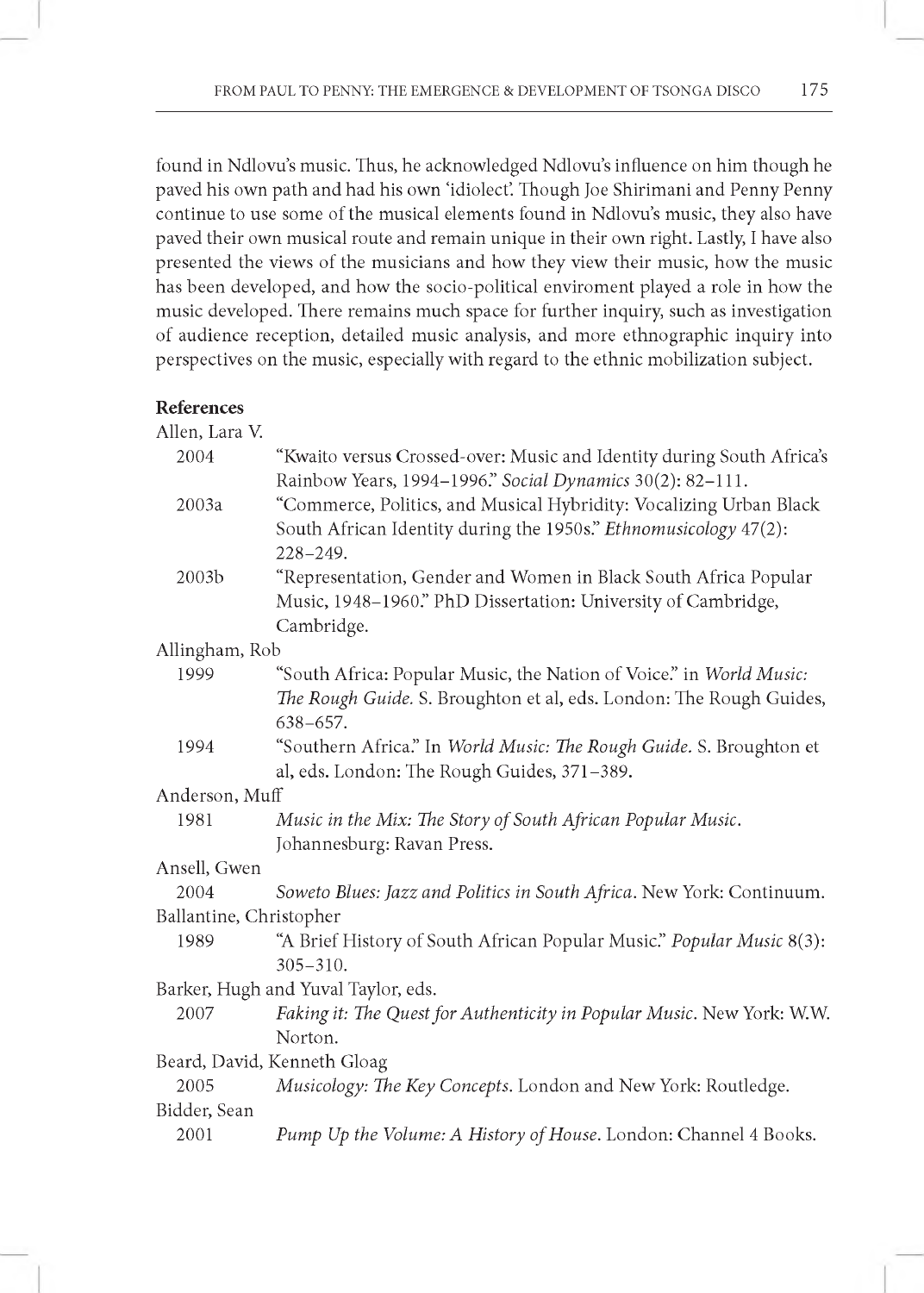found in Ndlovu's music. Thus, he acknowledged Ndlovu's influence on him though he paved his own path and had his own 'idiolect'. Though Joe Shirimani and Penny Penny continue to use some of the musical elements found in Ndlovu's music, they also have paved their own musical route and remain unique in their own right. Lastly, I have also presented the views of the musicians and how they view their music, how the music has been developed, and how the socio-political enviroment played a role in how the music developed. There remains much space for further inquiry, such as investigation of audience reception, detailed music analysis, and more ethnographic inquiry into perspectives on the music, especially with regard to the ethnic mobilization subject.

**References**

Allen, Lara V.

2004 "Kwaito versus Crossed-over: Music and Identity during South Africa's Rainbow Years, 1994–1996." *Social Dynamics* 30(2): 82–111.

2003a "Commerce, Politics, and Musical Hybridity: Vocalizing Urban Black South African Identity during the 1950s." *Ethnomusicology* 47(2): 228–249.

2003b "Representation, Gender and Women in Black South Africa Popular Music, 1948–1960." PhD Dissertation: University of Cambridge, Cambridge.

Allingham, Rob

1999 "South Africa: Popular Music, the Nation of Voice." in *World Music: The Rough Guide.* S. Broughton et al, eds. London: The Rough Guides, 638–657.

1994 "Southern Africa." In *World Music: The Rough Guide.* S. Broughton et al, eds. London: The Rough Guides, 371–389.

Anderson, Muff

1981 *Music in the Mix: The Story of South African Popular Music.* Johannesburg: Ravan Press.

Ansell, Gwen

2004 *Soweto Blues: Jazz and Politics in South Africa.* New York: Continuum.

Ballantine, Christopher

1989 "A Brief History of South African Popular Music." *Popular Music* 8(3): 305–310.

Barker, Hugh and Yuval Taylor, eds.

2007 *Faking it: The Quest for Authenticity in Popular Music.* New York: W.W. Norton.

Beard, David, Kenneth Gloag

2005 *Musicology: The Key Concepts.* London and New York: Routledge.

Bidder, Sean

2001 *Pump Up the Volume: A History of House.* London: Channel 4 Books.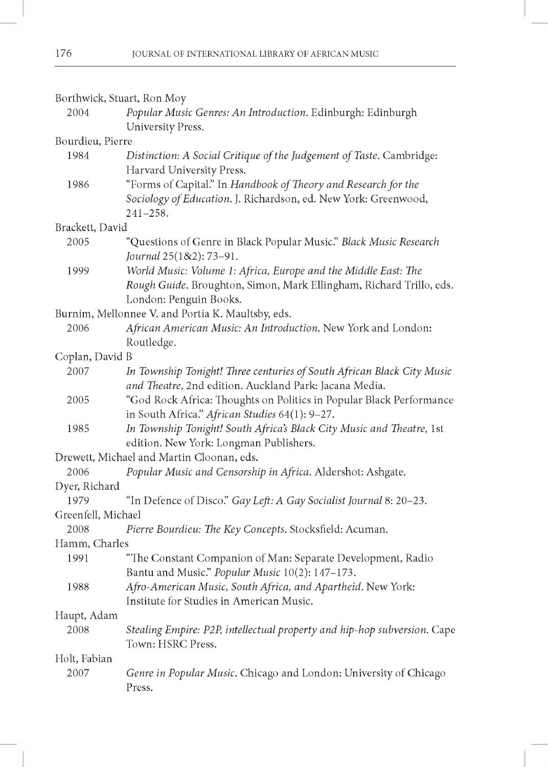Borthwick, Stuart, Ron Moy

2004 *Popular Music Genres: An Introduction*. Edinburgh: Edinburgh University Press.

Bourdieu, Pierre

1984 *Distinction: A Social Critique of the Judgement of Taste*. Cambridge: Harvard University Press.

1986 "Forms of Capital." In *Handbook of Theory and Research for the Sociology of Education*. J. Richardson, ed. New York: Greenwood, 241–258.

Brackett, David

2005 "Questions of Genre in Black Popular Music." *Black Music Research Journal* 25(1&2): 73–91.

1999 *World Music: Volume 1: Africa, Europe and the Middle East: The Rough Guide*. Broughton, Simon, Mark Ellingham, Richard Trillo, eds. London: Penguin Books.

Burnim, Mellonnee V. and Portia K. Maultsby, eds.

2006 *African American Music: An Introduction*. New York and London: Routledge.

Coplan, David B

2007 *In Township Tonight! Three centuries of South African Black City Music and Theatre,* 2nd edition. Auckland Park: Jacana Media.

2005 "God Rock Africa: Thoughts on Politics in Popular Black Performance in South Africa." *African Studies* 64(1): 9–27.

1985 *In Township Tonight! South Africa's Black City Music and Theatre,* 1st edition. New York: Longman Publishers.

Drewett, Michael and Martin Cloonan, eds.

2006 *Popular Music and Censorship in Africa*. Aldershot: Ashgate.

Dyer, Richard

1979 "In Defence of Disco." *Gay Left: A Gay Socialist Journal* 8: 20–23.

Greenfell, Michael

2008 *Pierre Bourdieu: The Key Concepts*. Stocksfield: Acuman.

Hamm, Charles

1991 "The Constant Companion of Man: Separate Development, Radio Bantu and Music." *Popular Music* 10(2): 147–173.

1988 *Afro-American Music, South Africa, and Apartheid*. New York: Institute for Studies in American Music.

Haupt, Adam

2008 *Stealing Empire: P2P, intellectual property and hip-hop subversion*. Cape Town: HSRC Press.

Holt, Fabian

2007 *Genre in Popular Music*. Chicago and London: University of Chicago Press.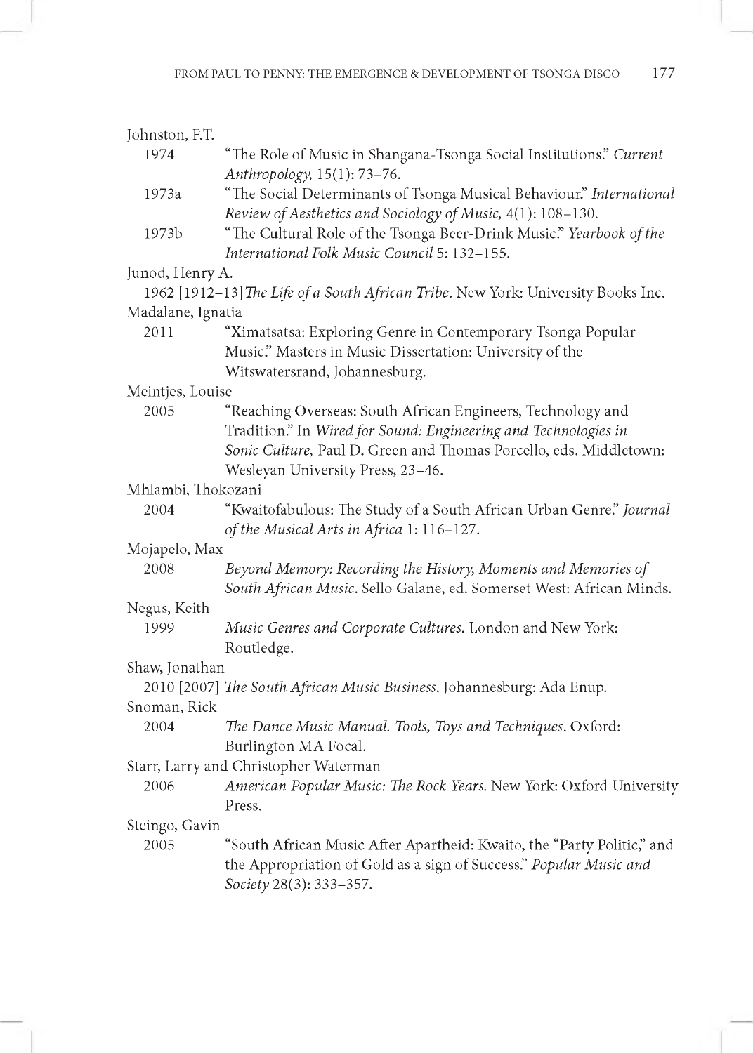Johnston, F.T.

1974 "The Role of Music in Shangana-Tsonga Social Institutions." *Current Anthropology,* 15(1): 73–76.

1973a "The Social Determinants of Tsonga Musical Behaviour." *International Review of Aesthetics and Sociology of Music,* 4(1): 108–130.

1973b "The Cultural Role of the Tsonga Beer-Drink Music." *Yearbook of the International Folk Music Council* 5: 132–155.

Junod, Henry A.

1962 [1912–13] *The Life of a South African Tribe*. New York: University Books Inc.

Madalane, Ignatia

2011 "Ximatsatsa: Exploring Genre in Contemporary Tsonga Popular Music." Masters in Music Dissertation: University of the Witswatersrand, Johannesburg.

Meintjes, Louise

2005 "Reaching Overseas: South African Engineers, Technology and Tradition." In *Wired for Sound: Engineering and Technologies in Sonic Culture,* Paul D. Green and Thomas Porcello, eds. Middletown: Wesleyan University Press, 23–46.

Mhlambi, Thokozani

2004 "Kwaitofabulous: The Study of a South African Urban Genre." *Journal of the Musical Arts in Africa* 1: 116–127.

Mojapelo, Max

2008 *Beyond Memory: Recording the History, Moments and Memories of South African Music*. Sello Galane, ed. Somerset West: African Minds.

Negus, Keith

1999 *Music Genres and Corporate Cultures.* London and New York: Routledge.

Shaw, Jonathan

2010 [2007] *The South African Music Business*. Johannesburg: Ada Enup.

Snoman, Rick

2004 *The Dance Music Manual. Tools, Toys and Techniques*. Oxford: Burlington MA Focal.

Starr, Larry and Christopher Waterman

2006 *American Popular Music: The Rock Years.* New York: Oxford University Press.

Steingo, Gavin

2005 "South African Music After Apartheid: Kwaito, the "Party Politic," and the Appropriation of Gold as a sign of Success." *Popular Music and Society* 28(3): 333–357.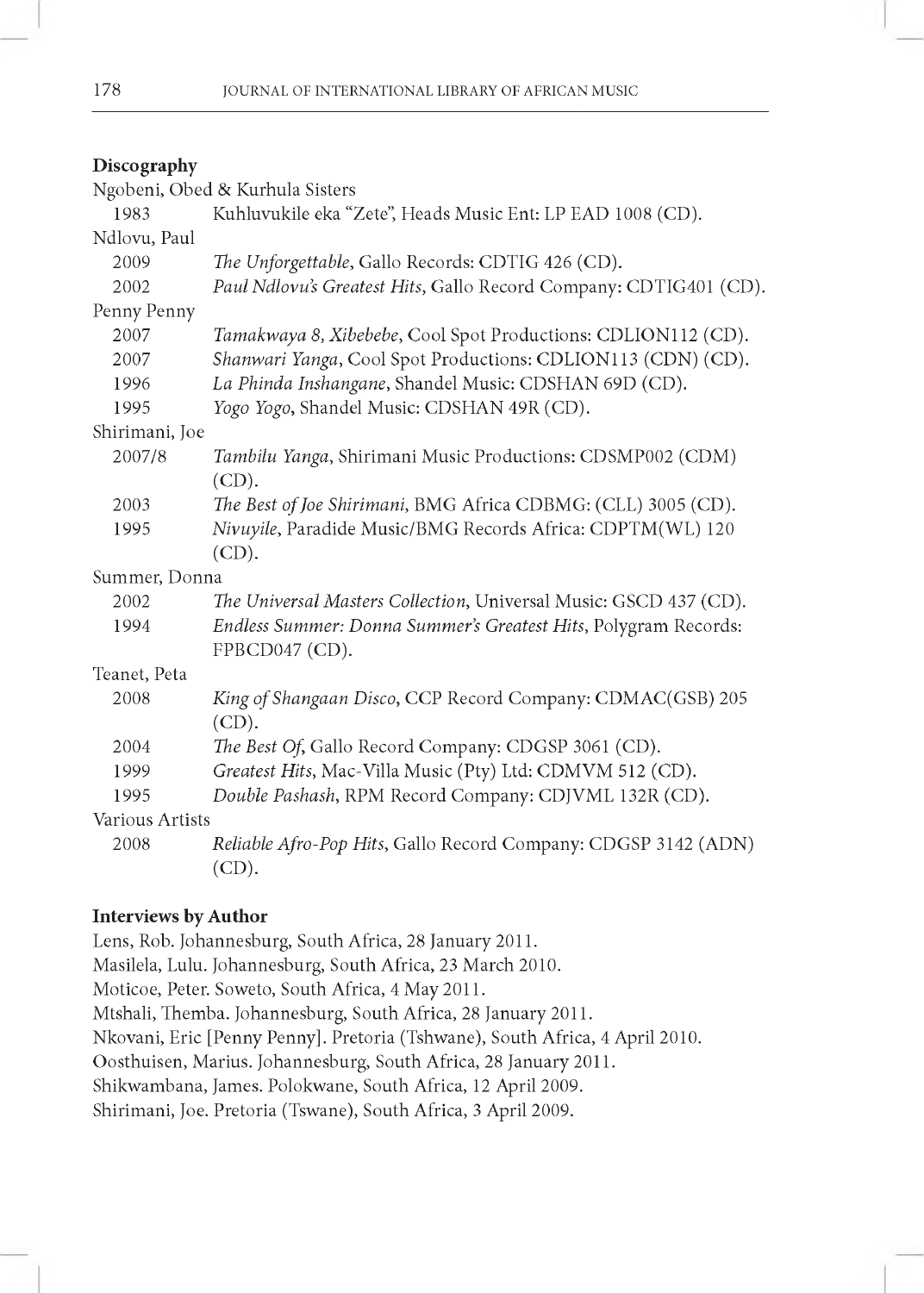## Discography

Ngobeni, Obed & Kurhula Sisters

- 1983 Kuhluvukile eka "Zete", Heads Music Ent: LP EAD 1008 (CD).

Ndlovu, Paul

- 2009 *The Unforgettable*, Gallo Records: CDTIG 426 (CD).
- 2002 *Paul Ndlovu's Greatest Hits*, Gallo Record Company: CDTIG401 (CD).

Penny Penny

- 2007 *Tamakwaya 8, Xibebebe*, Cool Spot Productions: CDLION112 (CD).
- 2007 *Shanwari Yanga*, Cool Spot Productions: CDLION113 (CDN) (CD).
- 1996 *La Phinda Inshangane*, Shandel Music: CDSHAN 69D (CD).
- 1995 *Yogo Yogo*, Shandel Music: CDSHAN 49R (CD).

Shirimani, Joe

- 2007/8 *Tambilu Yanga*, Shirimani Music Productions: CDSMP002 (CDM) (CD).
- 2003 *The Best of Joe Shirimani*, BMG Africa CDBMG: (CLL) 3005 (CD).
- 1995 *Nivuyile*, Paradide Music/BMG Records Africa: CDPTM(WL) 120 (CD).

Summer, Donna

- 2002 *The Universal Masters Collection*, Universal Music: GSCD 437 (CD).
- 1994 *Endless Summer: Donna Summer's Greatest Hits*, Polygram Records: FPBCD047 (CD).

Teanet, Peta

- 2008 *King of Shangaan Disco*, CCP Record Company: CDMAC(GSB) 205 (CD).
- 2004 *The Best Of*, Gallo Record Company: CDGSP 3061 (CD).
- 1999 *Greatest Hits*, Mac-Villa Music (Pty) Ltd: CDMVM 512 (CD).
- 1995 *Double Pashash*, RPM Record Company: CDJVML 132R (CD).

Various Artists

- 2008 *Reliable Afro-Pop Hits*, Gallo Record Company: CDGSP 3142 (ADN) (CD).

## Interviews by Author

Lens, Rob. Johannesburg, South Africa, 28 January 2011.

Masilela, Lulu. Johannesburg, South Africa, 23 March 2010.

Moticoe, Peter. Soweto, South Africa, 4 May 2011.

Mtshali, Themba. Johannesburg, South Africa, 28 January 2011.

Nkovani, Eric [Penny Penny]. Pretoria (Tshwane), South Africa, 4 April 2010.

Oosthuisen, Marius. Johannesburg, South Africa, 28 January 2011.

Shikwambana, James. Polokwane, South Africa, 12 April 2009.

Shirimani, Joe. Pretoria (Tswane), South Africa, 3 April 2009.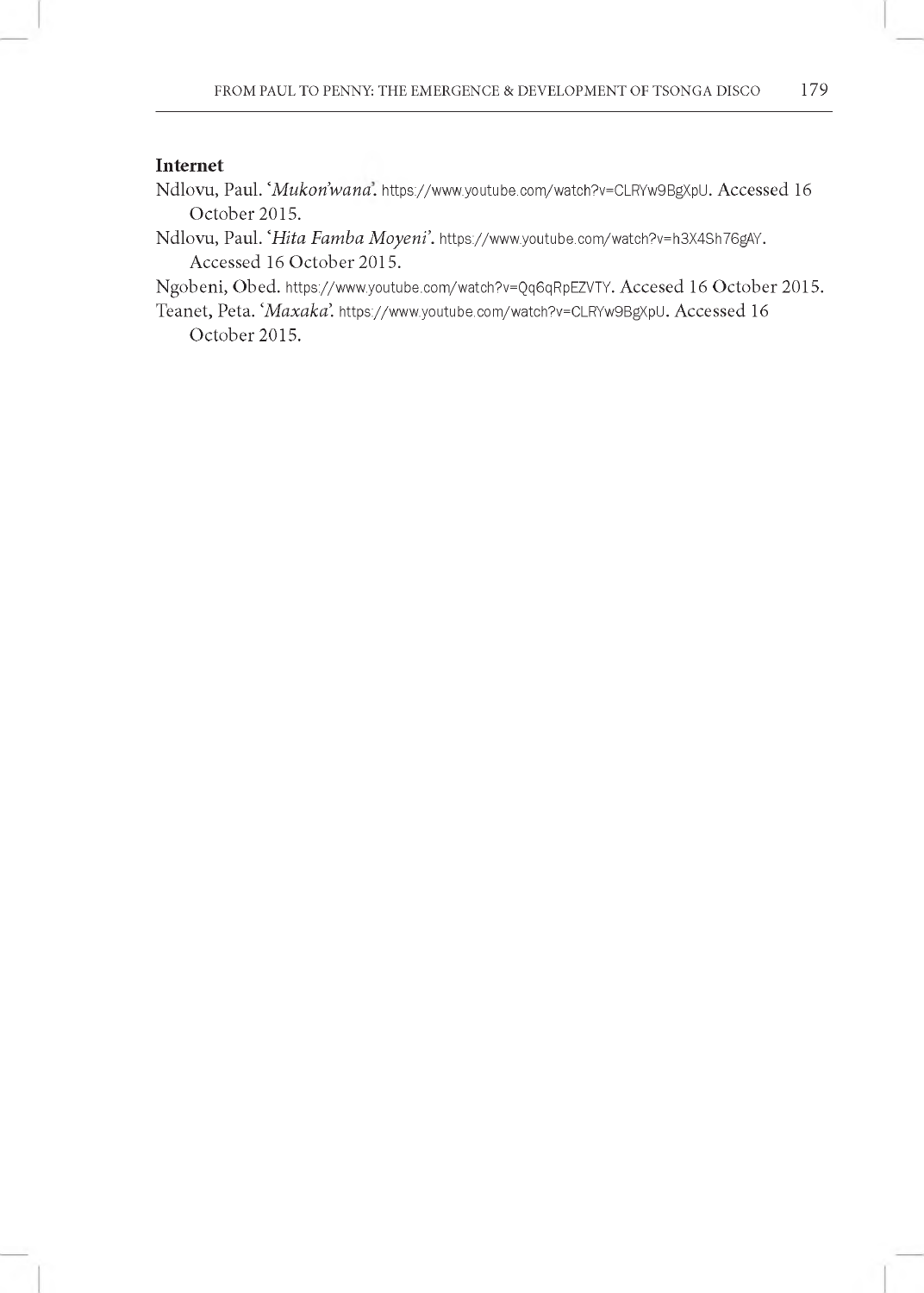### Internet

Ndlovu, Paul. '*Mukon'wana*'. https://www.youtube.com/watch?v=CLRYw9BgXpU. Accessed 16 October 2015.

Ndlovu, Paul. '*Hita Famba Moyeni*'. https://www.youtube.com/watch?v=h3X4Sh76gAY. Accessed 16 October 2015.

Ngobeni, Obed. https://www.youtube.com/watch?v=Qq6qRpEZVTY. Accesed 16 October 2015.

Teanet, Peta. '*Maxaka*'. https://www.youtube.com/watch?v=CLRYw9BgXpU. Accessed 16 October 2015.